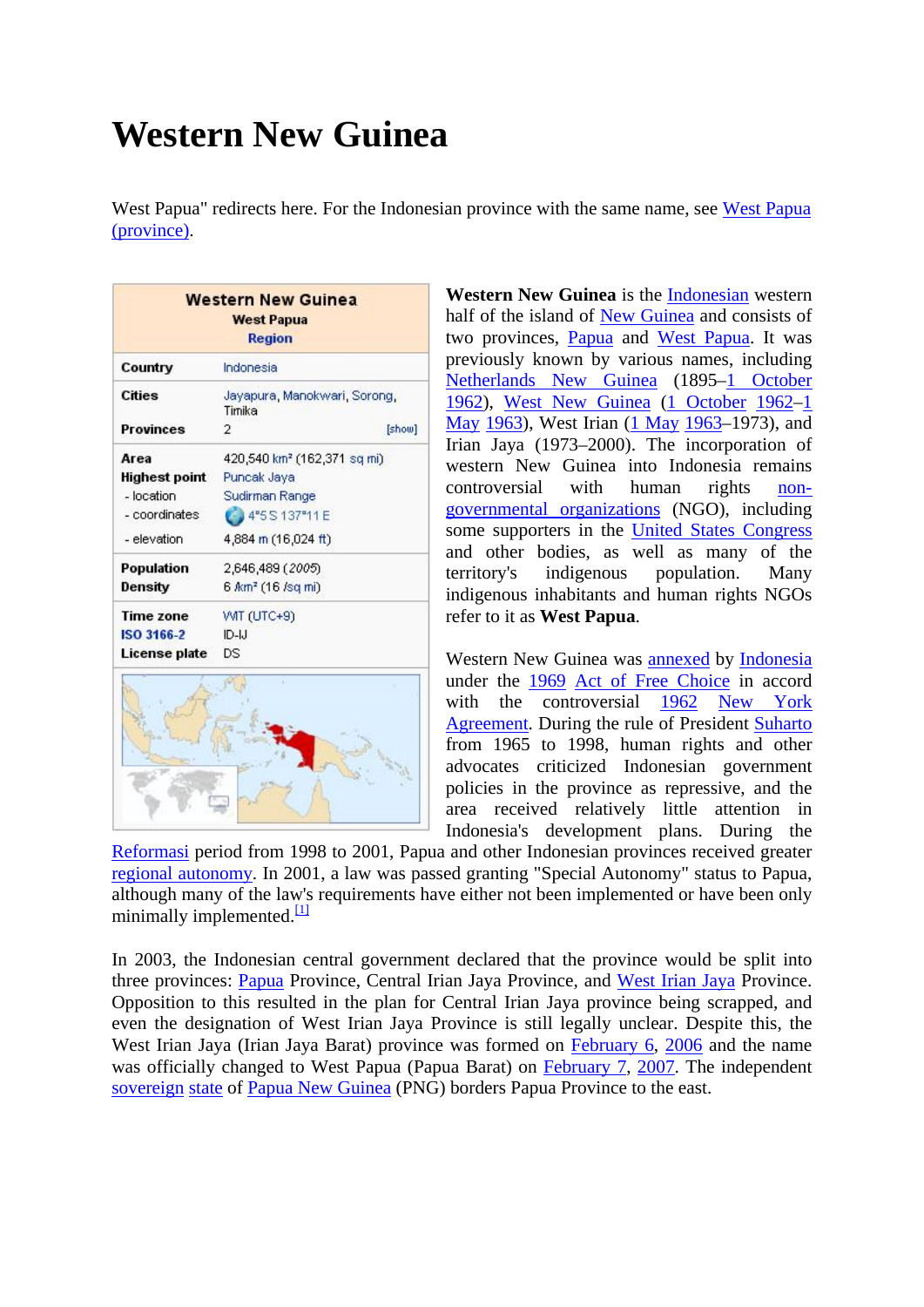# Western New Guinea

West Papua" redirects here. For the Indonesian province with the same name, see West Papua (province).

| Western New Guinea | |
|---|---|
| West Papua | |
| Region | |
| Country | Indonesia |
| Cities | Jayapura, Manokwari, Sorong, Timika |
| Provinces | 2 [show] |
| Area | 420,540 km² (162,371 sq mi) |
| Highest point | Puncak Jaya |
| - location | Sudirman Range |
| - coordinates | 4°5 S 137°11 E |
| - elevation | 4,884 m (16,024 ft) |
| Population | 2,646,489 (*2005*) |
| Density | 6 /km² (16 /sq mi) |
| Time zone | WIT (UTC+9) |
| ISO 3166-2 | ID-IJ |
| License plate | DS |

**Western New Guinea** is the Indonesian western half of the island of New Guinea and consists of two provinces, Papua and West Papua. It was previously known by various names, including Netherlands New Guinea (1895–1 October 1962), West New Guinea (1 October 1962–1 May 1963), West Irian (1 May 1963–1973), and Irian Jaya (1973–2000). The incorporation of western New Guinea into Indonesia remains controversial with human rights non-governmental organizations (NGO), including some supporters in the United States Congress and other bodies, as well as many of the territory's indigenous population. Many indigenous inhabitants and human rights NGOs refer to it as **West Papua**.

Western New Guinea was annexed by Indonesia under the 1969 Act of Free Choice in accord with the controversial 1962 New York Agreement. During the rule of President Suharto from 1965 to 1998, human rights and other advocates criticized Indonesian government policies in the province as repressive, and the area received relatively little attention in Indonesia's development plans. During the Reformasi period from 1998 to 2001, Papua and other Indonesian provinces received greater regional autonomy. In 2001, a law was passed granting "Special Autonomy" status to Papua, although many of the law's requirements have either not been implemented or have been only minimally implemented.[1]

In 2003, the Indonesian central government declared that the province would be split into three provinces: Papua Province, Central Irian Jaya Province, and West Irian Jaya Province. Opposition to this resulted in the plan for Central Irian Jaya province being scrapped, and even the designation of West Irian Jaya Province is still legally unclear. Despite this, the West Irian Jaya (Irian Jaya Barat) province was formed on February 6, 2006 and the name was officially changed to West Papua (Papua Barat) on February 7, 2007. The independent sovereign state of Papua New Guinea (PNG) borders Papua Province to the east.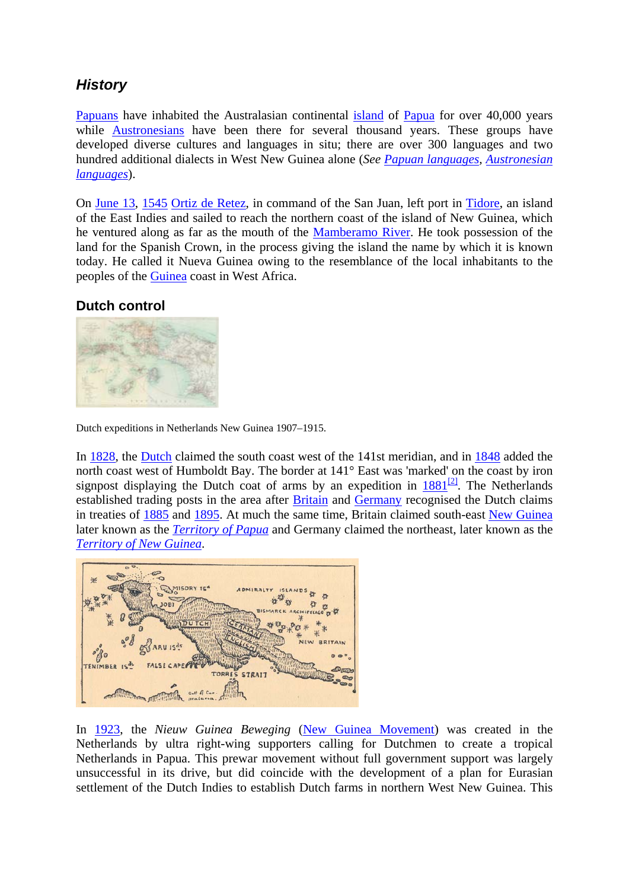## *History*

Papuans have inhabited the Australasian continental island of Papua for over 40,000 years while Austronesians have been there for several thousand years. These groups have developed diverse cultures and languages in situ; there are over 300 languages and two hundred additional dialects in West New Guinea alone (*See Papuan languages*, *Austronesian languages*).

On June 13, 1545 Ortiz de Retez, in command of the San Juan, left port in Tidore, an island of the East Indies and sailed to reach the northern coast of the island of New Guinea, which he ventured along as far as the mouth of the Mamberamo River. He took possession of the land for the Spanish Crown, in the process giving the island the name by which it is known today. He called it Nueva Guinea owing to the resemblance of the local inhabitants to the peoples of the Guinea coast in West Africa.

### Dutch control

Dutch expeditions in Netherlands New Guinea 1907–1915.

In 1828, the Dutch claimed the south coast west of the 141st meridian, and in 1848 added the north coast west of Humboldt Bay. The border at 141° East was 'marked' on the coast by iron signpost displaying the Dutch coat of arms by an expedition in 1881[2]. The Netherlands established trading posts in the area after Britain and Germany recognised the Dutch claims in treaties of 1885 and 1895. At much the same time, Britain claimed south-east New Guinea later known as the *Territory of Papua* and Germany claimed the northeast, later known as the *Territory of New Guinea*.

In 1923, the *Nieuw Guinea Beweging* (New Guinea Movement) was created in the Netherlands by ultra right-wing supporters calling for Dutchmen to create a tropical Netherlands in Papua. This prewar movement without full government support was largely unsuccessful in its drive, but did coincide with the development of a plan for Eurasian settlement of the Dutch Indies to establish Dutch farms in northern West New Guinea. This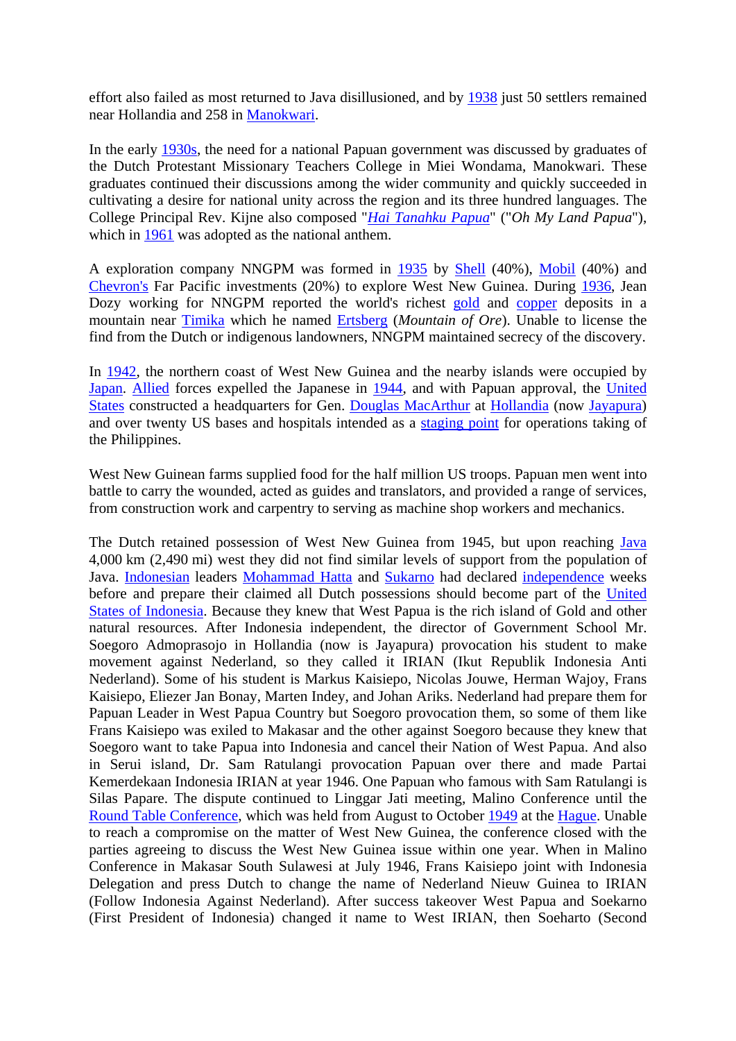effort also failed as most returned to Java disillusioned, and by 1938 just 50 settlers remained near Hollandia and 258 in Manokwari.

In the early 1930s, the need for a national Papuan government was discussed by graduates of the Dutch Protestant Missionary Teachers College in Miei Wondama, Manokwari. These graduates continued their discussions among the wider community and quickly succeeded in cultivating a desire for national unity across the region and its three hundred languages. The College Principal Rev. Kijne also composed "*Hai Tanahku Papua*" ("*Oh My Land Papua*"), which in 1961 was adopted as the national anthem.

A exploration company NNGPM was formed in 1935 by Shell (40%), Mobil (40%) and Chevron's Far Pacific investments (20%) to explore West New Guinea. During 1936, Jean Dozy working for NNGPM reported the world's richest gold and copper deposits in a mountain near Timika which he named Ertsberg (*Mountain of Ore*). Unable to license the find from the Dutch or indigenous landowners, NNGPM maintained secrecy of the discovery.

In 1942, the northern coast of West New Guinea and the nearby islands were occupied by Japan. Allied forces expelled the Japanese in 1944, and with Papuan approval, the United States constructed a headquarters for Gen. Douglas MacArthur at Hollandia (now Jayapura) and over twenty US bases and hospitals intended as a staging point for operations taking of the Philippines.

West New Guinean farms supplied food for the half million US troops. Papuan men went into battle to carry the wounded, acted as guides and translators, and provided a range of services, from construction work and carpentry to serving as machine shop workers and mechanics.

The Dutch retained possession of West New Guinea from 1945, but upon reaching Java 4,000 km (2,490 mi) west they did not find similar levels of support from the population of Java. Indonesian leaders Mohammad Hatta and Sukarno had declared independence weeks before and prepare their claimed all Dutch possessions should become part of the United States of Indonesia. Because they knew that West Papua is the rich island of Gold and other natural resources. After Indonesia independent, the director of Government School Mr. Soegoro Admoprasojo in Hollandia (now is Jayapura) provocation his student to make movement against Nederland, so they called it IRIAN (Ikut Republik Indonesia Anti Nederland). Some of his student is Markus Kaisiepo, Nicolas Jouwe, Herman Wajoy, Frans Kaisiepo, Eliezer Jan Bonay, Marten Indey, and Johan Ariks. Nederland had prepare them for Papuan Leader in West Papua Country but Soegoro provocation them, so some of them like Frans Kaisiepo was exiled to Makasar and the other against Soegoro because they knew that Soegoro want to take Papua into Indonesia and cancel their Nation of West Papua. And also in Serui island, Dr. Sam Ratulangi provocation Papuan over there and made Partai Kemerdekaan Indonesia IRIAN at year 1946. One Papuan who famous with Sam Ratulangi is Silas Papare. The dispute continued to Linggar Jati meeting, Malino Conference until the Round Table Conference, which was held from August to October 1949 at the Hague. Unable to reach a compromise on the matter of West New Guinea, the conference closed with the parties agreeing to discuss the West New Guinea issue within one year. When in Malino Conference in Makasar South Sulawesi at July 1946, Frans Kaisiepo joint with Indonesia Delegation and press Dutch to change the name of Nederland Nieuw Guinea to IRIAN (Follow Indonesia Against Nederland). After success takeover West Papua and Soekarno (First President of Indonesia) changed it name to West IRIAN, then Soeharto (Second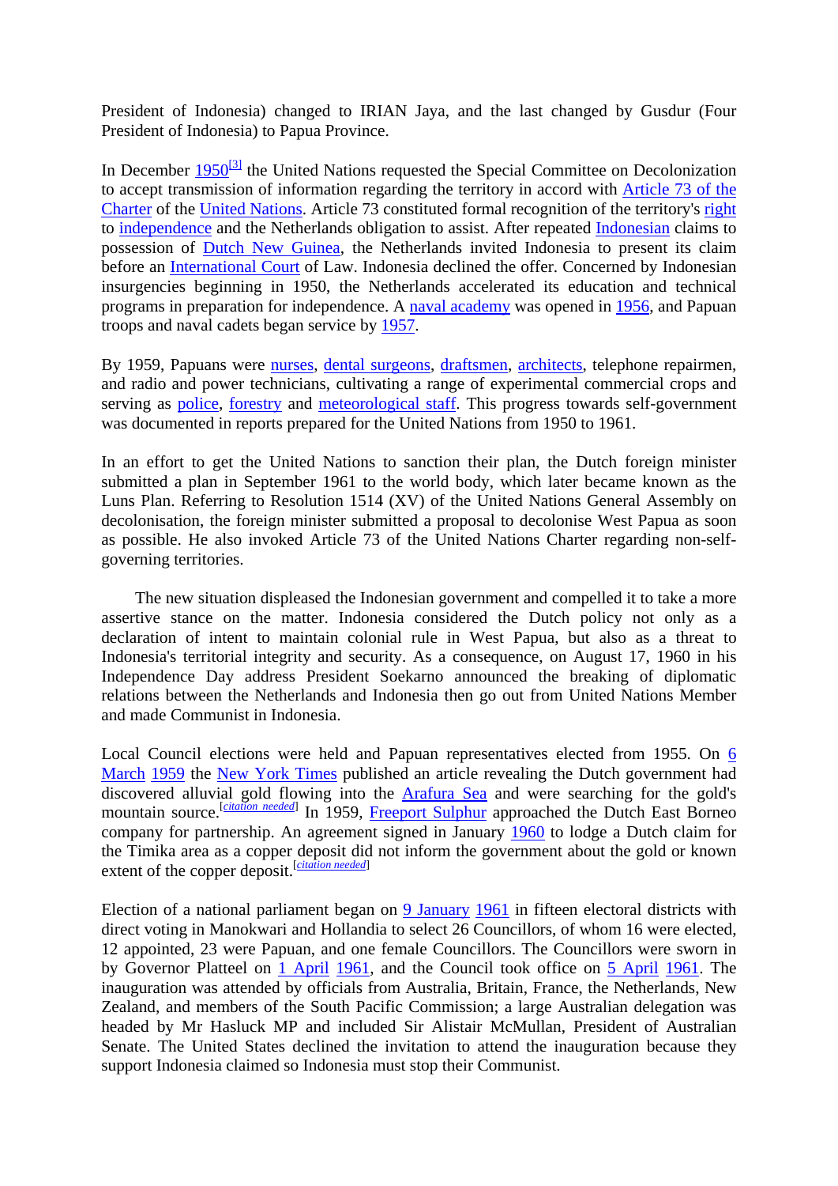President of Indonesia) changed to IRIAN Jaya, and the last changed by Gusdur (Four President of Indonesia) to Papua Province.

In December 1950[3] the United Nations requested the Special Committee on Decolonization to accept transmission of information regarding the territory in accord with Article 73 of the Charter of the United Nations. Article 73 constituted formal recognition of the territory's right to independence and the Netherlands obligation to assist. After repeated Indonesian claims to possession of Dutch New Guinea, the Netherlands invited Indonesia to present its claim before an International Court of Law. Indonesia declined the offer. Concerned by Indonesian insurgencies beginning in 1950, the Netherlands accelerated its education and technical programs in preparation for independence. A naval academy was opened in 1956, and Papuan troops and naval cadets began service by 1957.

By 1959, Papuans were nurses, dental surgeons, draftsmen, architects, telephone repairmen, and radio and power technicians, cultivating a range of experimental commercial crops and serving as police, forestry and meteorological staff. This progress towards self-government was documented in reports prepared for the United Nations from 1950 to 1961.

In an effort to get the United Nations to sanction their plan, the Dutch foreign minister submitted a plan in September 1961 to the world body, which later became known as the Luns Plan. Referring to Resolution 1514 (XV) of the United Nations General Assembly on decolonisation, the foreign minister submitted a proposal to decolonise West Papua as soon as possible. He also invoked Article 73 of the United Nations Charter regarding non-self-governing territories.

The new situation displeased the Indonesian government and compelled it to take a more assertive stance on the matter. Indonesia considered the Dutch policy not only as a declaration of intent to maintain colonial rule in West Papua, but also as a threat to Indonesia's territorial integrity and security. As a consequence, on August 17, 1960 in his Independence Day address President Soekarno announced the breaking of diplomatic relations between the Netherlands and Indonesia then go out from United Nations Member and made Communist in Indonesia.

Local Council elections were held and Papuan representatives elected from 1955. On 6 March 1959 the New York Times published an article revealing the Dutch government had discovered alluvial gold flowing into the Arafura Sea and were searching for the gold's mountain source.[citation needed] In 1959, Freeport Sulphur approached the Dutch East Borneo company for partnership. An agreement signed in January 1960 to lodge a Dutch claim for the Timika area as a copper deposit did not inform the government about the gold or known extent of the copper deposit.[citation needed]

Election of a national parliament began on 9 January 1961 in fifteen electoral districts with direct voting in Manokwari and Hollandia to select 26 Councillors, of whom 16 were elected, 12 appointed, 23 were Papuan, and one female Councillors. The Councillors were sworn in by Governor Platteel on 1 April 1961, and the Council took office on 5 April 1961. The inauguration was attended by officials from Australia, Britain, France, the Netherlands, New Zealand, and members of the South Pacific Commission; a large Australian delegation was headed by Mr Hasluck MP and included Sir Alistair McMullan, President of Australian Senate. The United States declined the invitation to attend the inauguration because they support Indonesia claimed so Indonesia must stop their Communist.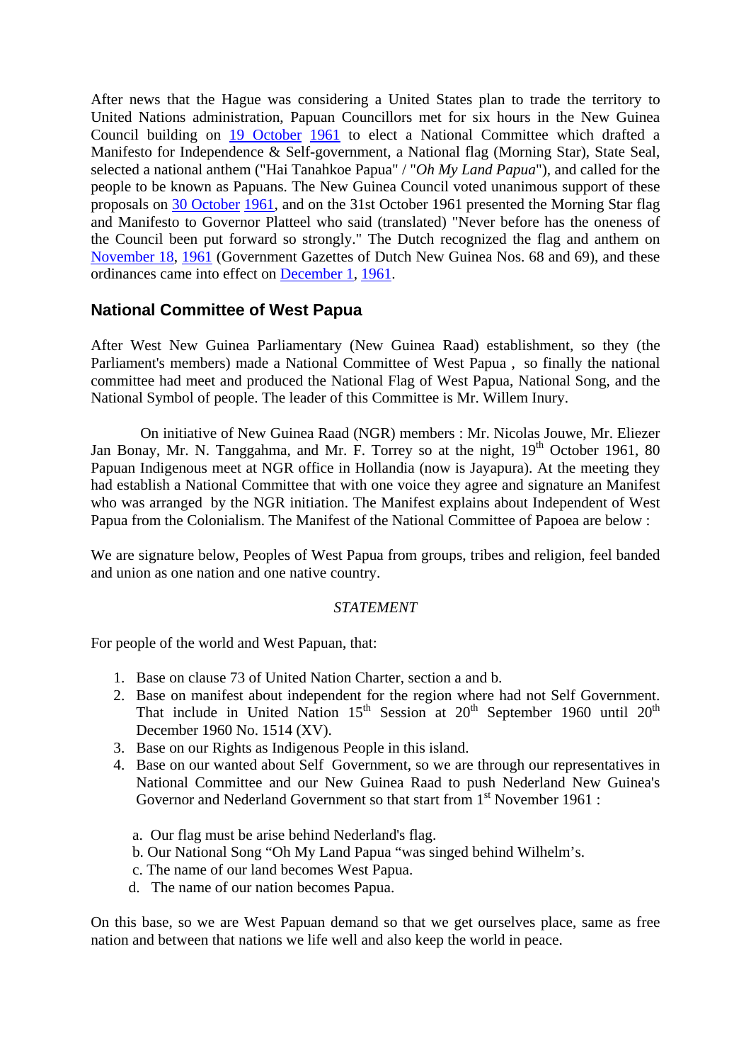After news that the Hague was considering a United States plan to trade the territory to United Nations administration, Papuan Councillors met for six hours in the New Guinea Council building on 19 October 1961 to elect a National Committee which drafted a Manifesto for Independence & Self-government, a National flag (Morning Star), State Seal, selected a national anthem ("Hai Tanahkoe Papua" / "*Oh My Land Papua*"), and called for the people to be known as Papuans. The New Guinea Council voted unanimous support of these proposals on 30 October 1961, and on the 31st October 1961 presented the Morning Star flag and Manifesto to Governor Platteel who said (translated) "Never before has the oneness of the Council been put forward so strongly." The Dutch recognized the flag and anthem on November 18, 1961 (Government Gazettes of Dutch New Guinea Nos. 68 and 69), and these ordinances came into effect on December 1, 1961.

## National Committee of West Papua

After West New Guinea Parliamentary (New Guinea Raad) establishment, so they (the Parliament's members) made a National Committee of West Papua , so finally the national committee had meet and produced the National Flag of West Papua, National Song, and the National Symbol of people. The leader of this Committee is Mr. Willem Inury.

On initiative of New Guinea Raad (NGR) members : Mr. Nicolas Jouwe, Mr. Eliezer Jan Bonay, Mr. N. Tanggahma, and Mr. F. Torrey so at the night, 19th October 1961, 80 Papuan Indigenous meet at NGR office in Hollandia (now is Jayapura). At the meeting they had establish a National Committee that with one voice they agree and signature an Manifest who was arranged by the NGR initiation. The Manifest explains about Independent of West Papua from the Colonialism. The Manifest of the National Committee of Papoea are below :

We are signature below, Peoples of West Papua from groups, tribes and religion, feel banded and union as one nation and one native country.

*STATEMENT*

For people of the world and West Papuan, that:

1. Base on clause 73 of United Nation Charter, section a and b.
2. Base on manifest about independent for the region where had not Self Government. That include in United Nation 15th Session at 20th September 1960 until 20th December 1960 No. 1514 (XV).
3. Base on our Rights as Indigenous People in this island.
4. Base on our wanted about Self Government, so we are through our representatives in National Committee and our New Guinea Raad to push Nederland New Guinea's Governor and Nederland Government so that start from 1st November 1961 :

   a. Our flag must be arise behind Nederland's flag.
   b. Our National Song "Oh My Land Papua "was singed behind Wilhelm's.
   c. The name of our land becomes West Papua.
   d. The name of our nation becomes Papua.

On this base, so we are West Papuan demand so that we get ourselves place, same as free nation and between that nations we life well and also keep the world in peace.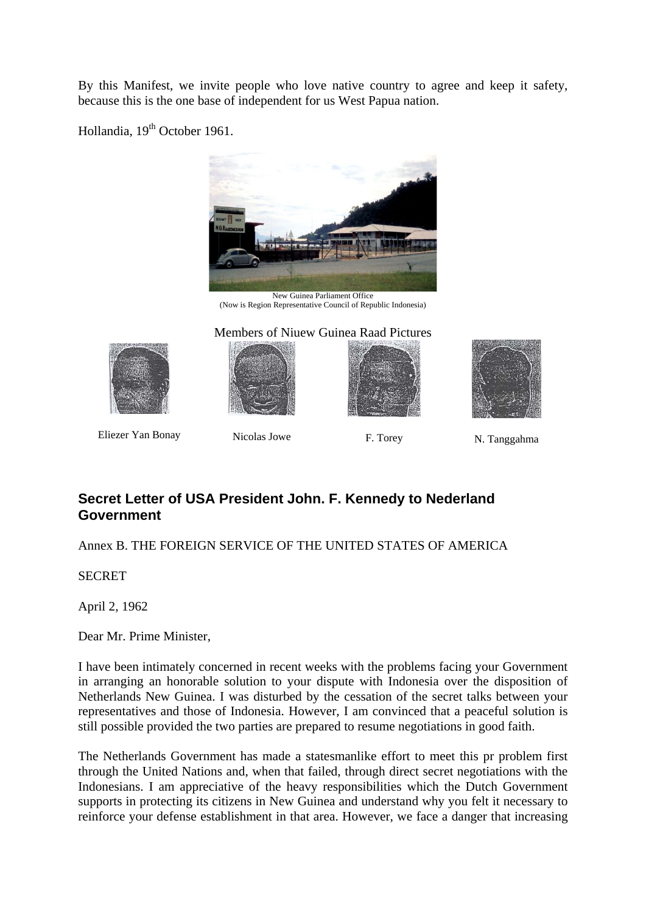By this Manifest, we invite people who love native country to agree and keep it safety, because this is the one base of independent for us West Papua nation.

Hollandia, 19th October 1961.

New Guinea Parliament Office
(Now is Region Representative Council of Republic Indonesia)

Members of Niuew Guinea Raad Pictures

Eliezer Yan Bonay | Nicolas Jowe | F. Torey | N. Tanggahma

## Secret Letter of USA President John. F. Kennedy to Nederland Government

Annex B. THE FOREIGN SERVICE OF THE UNITED STATES OF AMERICA

SECRET

April 2, 1962

Dear Mr. Prime Minister,

I have been intimately concerned in recent weeks with the problems facing your Government in arranging an honorable solution to your dispute with Indonesia over the disposition of Netherlands New Guinea. I was disturbed by the cessation of the secret talks between your representatives and those of Indonesia. However, I am convinced that a peaceful solution is still possible provided the two parties are prepared to resume negotiations in good faith.

The Netherlands Government has made a statesmanlike effort to meet this pr problem first through the United Nations and, when that failed, through direct secret negotiations with the Indonesians. I am appreciative of the heavy responsibilities which the Dutch Government supports in protecting its citizens in New Guinea and understand why you felt it necessary to reinforce your defense establishment in that area. However, we face a danger that increasing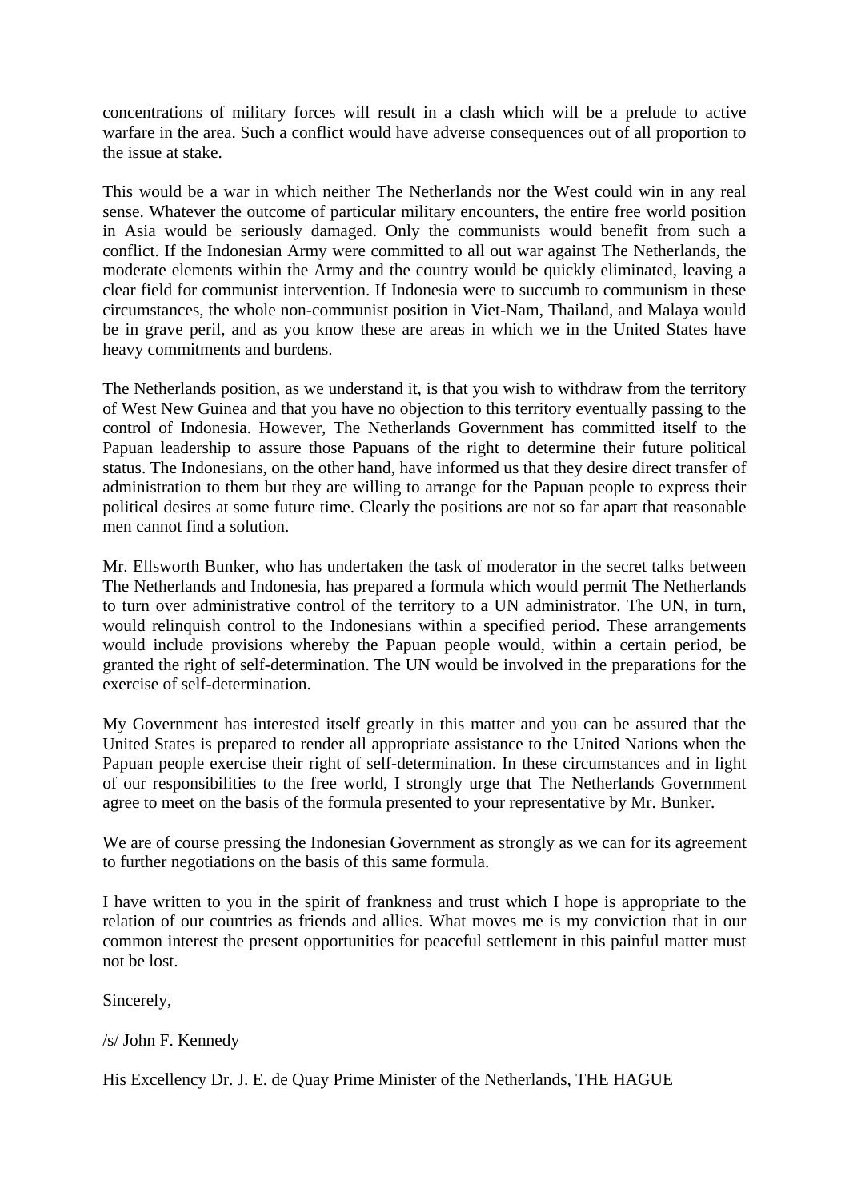concentrations of military forces will result in a clash which will be a prelude to active warfare in the area. Such a conflict would have adverse consequences out of all proportion to the issue at stake.

This would be a war in which neither The Netherlands nor the West could win in any real sense. Whatever the outcome of particular military encounters, the entire free world position in Asia would be seriously damaged. Only the communists would benefit from such a conflict. If the Indonesian Army were committed to all out war against The Netherlands, the moderate elements within the Army and the country would be quickly eliminated, leaving a clear field for communist intervention. If Indonesia were to succumb to communism in these circumstances, the whole non-communist position in Viet-Nam, Thailand, and Malaya would be in grave peril, and as you know these are areas in which we in the United States have heavy commitments and burdens.

The Netherlands position, as we understand it, is that you wish to withdraw from the territory of West New Guinea and that you have no objection to this territory eventually passing to the control of Indonesia. However, The Netherlands Government has committed itself to the Papuan leadership to assure those Papuans of the right to determine their future political status. The Indonesians, on the other hand, have informed us that they desire direct transfer of administration to them but they are willing to arrange for the Papuan people to express their political desires at some future time. Clearly the positions are not so far apart that reasonable men cannot find a solution.

Mr. Ellsworth Bunker, who has undertaken the task of moderator in the secret talks between The Netherlands and Indonesia, has prepared a formula which would permit The Netherlands to turn over administrative control of the territory to a UN administrator. The UN, in turn, would relinquish control to the Indonesians within a specified period. These arrangements would include provisions whereby the Papuan people would, within a certain period, be granted the right of self-determination. The UN would be involved in the preparations for the exercise of self-determination.

My Government has interested itself greatly in this matter and you can be assured that the United States is prepared to render all appropriate assistance to the United Nations when the Papuan people exercise their right of self-determination. In these circumstances and in light of our responsibilities to the free world, I strongly urge that The Netherlands Government agree to meet on the basis of the formula presented to your representative by Mr. Bunker.

We are of course pressing the Indonesian Government as strongly as we can for its agreement to further negotiations on the basis of this same formula.

I have written to you in the spirit of frankness and trust which I hope is appropriate to the relation of our countries as friends and allies. What moves me is my conviction that in our common interest the present opportunities for peaceful settlement in this painful matter must not be lost.

Sincerely,

/s/ John F. Kennedy

His Excellency Dr. J. E. de Quay Prime Minister of the Netherlands, THE HAGUE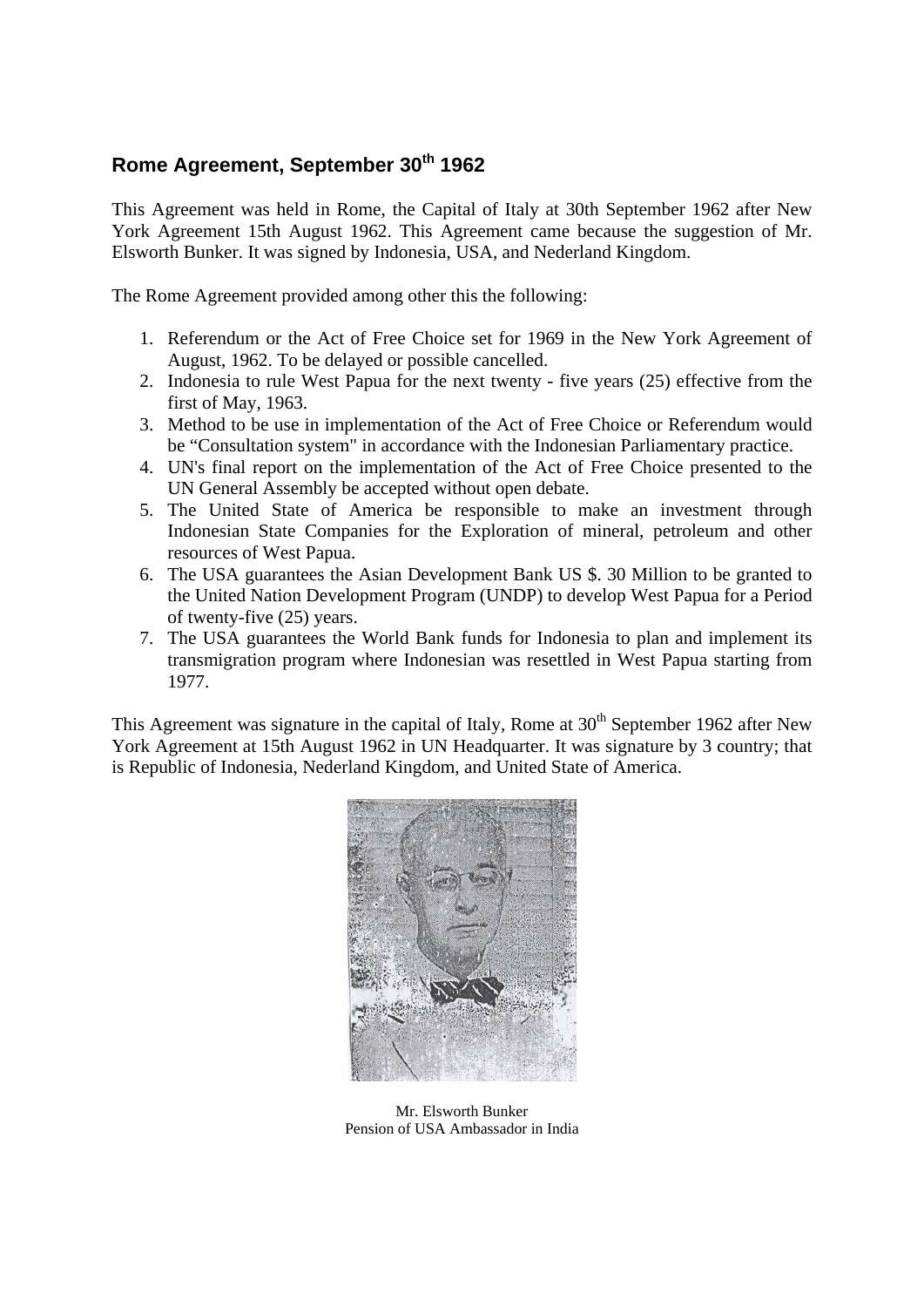## Rome Agreement, September 30th 1962

This Agreement was held in Rome, the Capital of Italy at 30th September 1962 after New York Agreement 15th August 1962. This Agreement came because the suggestion of Mr. Elsworth Bunker. It was signed by Indonesia, USA, and Nederland Kingdom.

The Rome Agreement provided among other this the following:

1. Referendum or the Act of Free Choice set for 1969 in the New York Agreement of August, 1962. To be delayed or possible cancelled.
2. Indonesia to rule West Papua for the next twenty - five years (25) effective from the first of May, 1963.
3. Method to be use in implementation of the Act of Free Choice or Referendum would be "Consultation system" in accordance with the Indonesian Parliamentary practice.
4. UN's final report on the implementation of the Act of Free Choice presented to the UN General Assembly be accepted without open debate.
5. The United State of America be responsible to make an investment through Indonesian State Companies for the Exploration of mineral, petroleum and other resources of West Papua.
6. The USA guarantees the Asian Development Bank US $. 30 Million to be granted to the United Nation Development Program (UNDP) to develop West Papua for a Period of twenty-five (25) years.
7. The USA guarantees the World Bank funds for Indonesia to plan and implement its transmigration program where Indonesian was resettled in West Papua starting from 1977.

This Agreement was signature in the capital of Italy, Rome at 30th September 1962 after New York Agreement at 15th August 1962 in UN Headquarter. It was signature by 3 country; that is Republic of Indonesia, Nederland Kingdom, and United State of America.

Mr. Elsworth Bunker
Pension of USA Ambassador in India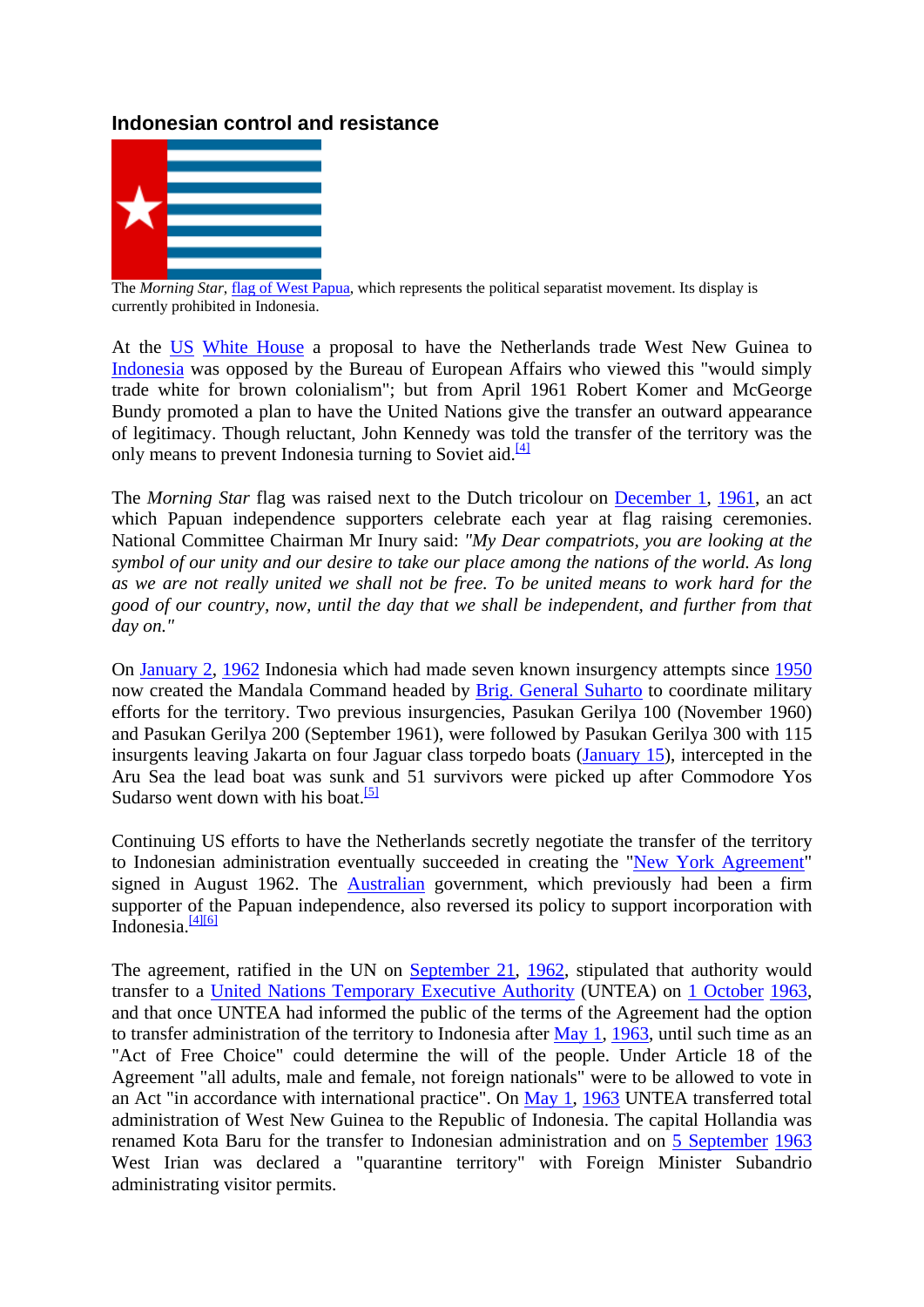### Indonesian control and resistance

The *Morning Star*, flag of West Papua, which represents the political separatist movement. Its display is currently prohibited in Indonesia.

At the US White House a proposal to have the Netherlands trade West New Guinea to Indonesia was opposed by the Bureau of European Affairs who viewed this "would simply trade white for brown colonialism"; but from April 1961 Robert Komer and McGeorge Bundy promoted a plan to have the United Nations give the transfer an outward appearance of legitimacy. Though reluctant, John Kennedy was told the transfer of the territory was the only means to prevent Indonesia turning to Soviet aid.[4]

The *Morning Star* flag was raised next to the Dutch tricolour on December 1, 1961, an act which Papuan independence supporters celebrate each year at flag raising ceremonies. National Committee Chairman Mr Inury said: *"My Dear compatriots, you are looking at the symbol of our unity and our desire to take our place among the nations of the world. As long as we are not really united we shall not be free. To be united means to work hard for the good of our country, now, until the day that we shall be independent, and further from that day on."*

On January 2, 1962 Indonesia which had made seven known insurgency attempts since 1950 now created the Mandala Command headed by Brig. General Suharto to coordinate military efforts for the territory. Two previous insurgencies, Pasukan Gerilya 100 (November 1960) and Pasukan Gerilya 200 (September 1961), were followed by Pasukan Gerilya 300 with 115 insurgents leaving Jakarta on four Jaguar class torpedo boats (January 15), intercepted in the Aru Sea the lead boat was sunk and 51 survivors were picked up after Commodore Yos Sudarso went down with his boat.[5]

Continuing US efforts to have the Netherlands secretly negotiate the transfer of the territory to Indonesian administration eventually succeeded in creating the "New York Agreement" signed in August 1962. The Australian government, which previously had been a firm supporter of the Papuan independence, also reversed its policy to support incorporation with Indonesia.[4][6]

The agreement, ratified in the UN on September 21, 1962, stipulated that authority would transfer to a United Nations Temporary Executive Authority (UNTEA) on 1 October 1963, and that once UNTEA had informed the public of the terms of the Agreement had the option to transfer administration of the territory to Indonesia after May 1, 1963, until such time as an "Act of Free Choice" could determine the will of the people. Under Article 18 of the Agreement "all adults, male and female, not foreign nationals" were to be allowed to vote in an Act "in accordance with international practice". On May 1, 1963 UNTEA transferred total administration of West New Guinea to the Republic of Indonesia. The capital Hollandia was renamed Kota Baru for the transfer to Indonesian administration and on 5 September 1963 West Irian was declared a "quarantine territory" with Foreign Minister Subandrio administrating visitor permits.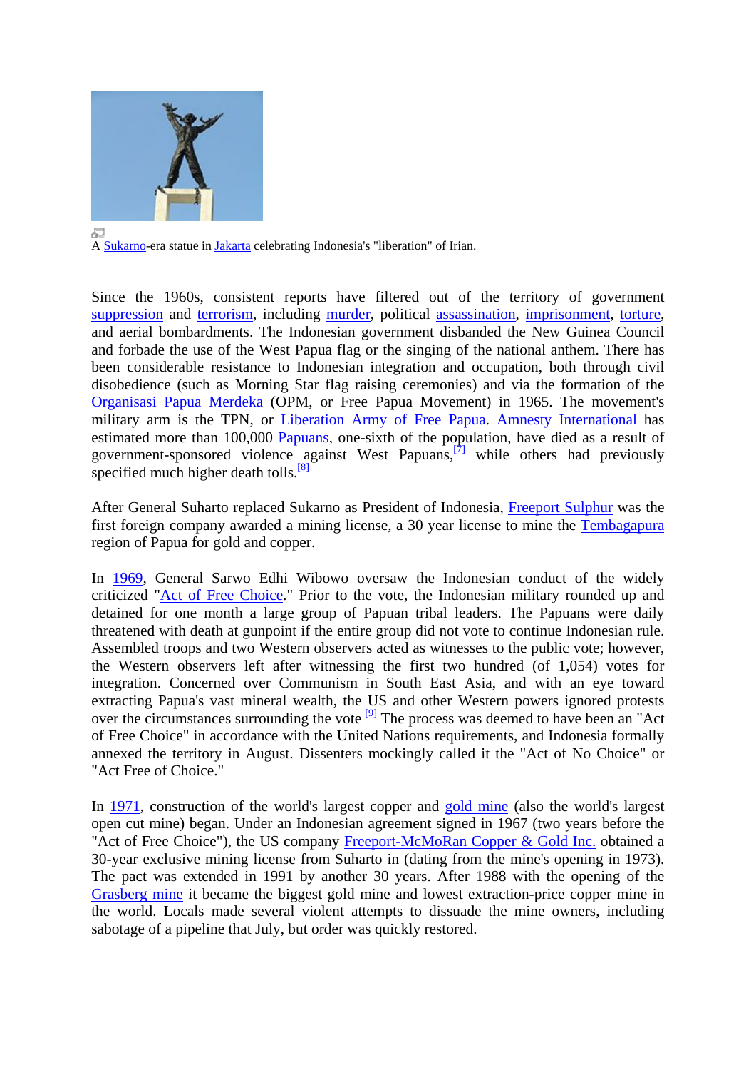A Sukarno-era statue in Jakarta celebrating Indonesia's "liberation" of Irian.

Since the 1960s, consistent reports have filtered out of the territory of government suppression and terrorism, including murder, political assassination, imprisonment, torture, and aerial bombardments. The Indonesian government disbanded the New Guinea Council and forbade the use of the West Papua flag or the singing of the national anthem. There has been considerable resistance to Indonesian integration and occupation, both through civil disobedience (such as Morning Star flag raising ceremonies) and via the formation of the Organisasi Papua Merdeka (OPM, or Free Papua Movement) in 1965. The movement's military arm is the TPN, or Liberation Army of Free Papua. Amnesty International has estimated more than 100,000 Papuans, one-sixth of the population, have died as a result of government-sponsored violence against West Papuans,[7] while others had previously specified much higher death tolls.[8]

After General Suharto replaced Sukarno as President of Indonesia, Freeport Sulphur was the first foreign company awarded a mining license, a 30 year license to mine the Tembagapura region of Papua for gold and copper.

In 1969, General Sarwo Edhi Wibowo oversaw the Indonesian conduct of the widely criticized "Act of Free Choice." Prior to the vote, the Indonesian military rounded up and detained for one month a large group of Papuan tribal leaders. The Papuans were daily threatened with death at gunpoint if the entire group did not vote to continue Indonesian rule. Assembled troops and two Western observers acted as witnesses to the public vote; however, the Western observers left after witnessing the first two hundred (of 1,054) votes for integration. Concerned over Communism in South East Asia, and with an eye toward extracting Papua's vast mineral wealth, the US and other Western powers ignored protests over the circumstances surrounding the vote [9] The process was deemed to have been an "Act of Free Choice" in accordance with the United Nations requirements, and Indonesia formally annexed the territory in August. Dissenters mockingly called it the "Act of No Choice" or "Act Free of Choice."

In 1971, construction of the world's largest copper and gold mine (also the world's largest open cut mine) began. Under an Indonesian agreement signed in 1967 (two years before the "Act of Free Choice"), the US company Freeport-McMoRan Copper & Gold Inc. obtained a 30-year exclusive mining license from Suharto in (dating from the mine's opening in 1973). The pact was extended in 1991 by another 30 years. After 1988 with the opening of the Grasberg mine it became the biggest gold mine and lowest extraction-price copper mine in the world. Locals made several violent attempts to dissuade the mine owners, including sabotage of a pipeline that July, but order was quickly restored.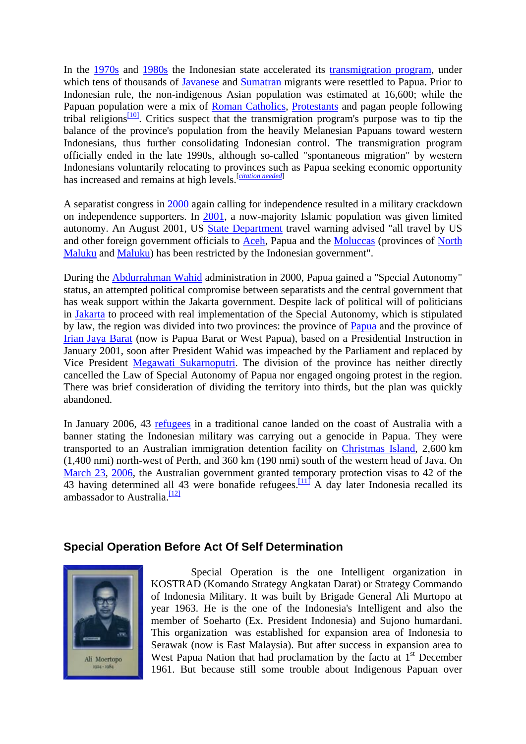In the 1970s and 1980s the Indonesian state accelerated its transmigration program, under which tens of thousands of Javanese and Sumatran migrants were resettled to Papua. Prior to Indonesian rule, the non-indigenous Asian population was estimated at 16,600; while the Papuan population were a mix of Roman Catholics, Protestants and pagan people following tribal religions[10]. Critics suspect that the transmigration program's purpose was to tip the balance of the province's population from the heavily Melanesian Papuans toward western Indonesians, thus further consolidating Indonesian control. The transmigration program officially ended in the late 1990s, although so-called "spontaneous migration" by western Indonesians voluntarily relocating to provinces such as Papua seeking economic opportunity has increased and remains at high levels.[citation needed]

A separatist congress in 2000 again calling for independence resulted in a military crackdown on independence supporters. In 2001, a now-majority Islamic population was given limited autonomy. An August 2001, US State Department travel warning advised "all travel by US and other foreign government officials to Aceh, Papua and the Moluccas (provinces of North Maluku and Maluku) has been restricted by the Indonesian government".

During the Abdurrahman Wahid administration in 2000, Papua gained a "Special Autonomy" status, an attempted political compromise between separatists and the central government that has weak support within the Jakarta government. Despite lack of political will of politicians in Jakarta to proceed with real implementation of the Special Autonomy, which is stipulated by law, the region was divided into two provinces: the province of Papua and the province of Irian Jaya Barat (now is Papua Barat or West Papua), based on a Presidential Instruction in January 2001, soon after President Wahid was impeached by the Parliament and replaced by Vice President Megawati Sukarnoputri. The division of the province has neither directly cancelled the Law of Special Autonomy of Papua nor engaged ongoing protest in the region. There was brief consideration of dividing the territory into thirds, but the plan was quickly abandoned.

In January 2006, 43 refugees in a traditional canoe landed on the coast of Australia with a banner stating the Indonesian military was carrying out a genocide in Papua. They were transported to an Australian immigration detention facility on Christmas Island, 2,600 km (1,400 nmi) north-west of Perth, and 360 km (190 nmi) south of the western head of Java. On March 23, 2006, the Australian government granted temporary protection visas to 42 of the 43 having determined all 43 were bonafide refugees.[11] A day later Indonesia recalled its ambassador to Australia.[12]

## Special Operation Before Act Of Self Determination

Ali Moertopo
1924 - 1984

Special Operation is the one Intelligent organization in KOSTRAD (Komando Strategy Angkatan Darat) or Strategy Commando of Indonesia Military. It was built by Brigade General Ali Murtopo at year 1963. He is the one of the Indonesia's Intelligent and also the member of Soeharto (Ex. President Indonesia) and Sujono humardani. This organization was established for expansion area of Indonesia to Serawak (now is East Malaysia). But after success in expansion area to West Papua Nation that had proclamation by the facto at 1st December 1961. But because still some trouble about Indigenous Papuan over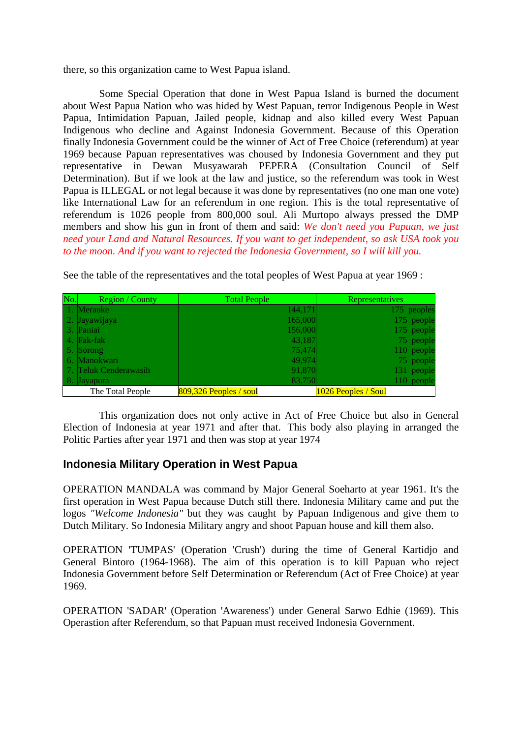there, so this organization came to West Papua island.

Some Special Operation that done in West Papua Island is burned the document about West Papua Nation who was hided by West Papuan, terror Indigenous People in West Papua, Intimidation Papuan, Jailed people, kidnap and also killed every West Papuan Indigenous who decline and Against Indonesia Government. Because of this Operation finally Indonesia Government could be the winner of Act of Free Choice (referendum) at year 1969 because Papuan representatives was choused by Indonesia Government and they put representative in Dewan Musyawarah PEPERA (Consultation Council of Self Determination). But if we look at the law and justice, so the referendum was took in West Papua is ILLEGAL or not legal because it was done by representatives (no one man one vote) like International Law for an referendum in one region. This is the total representative of referendum is 1026 people from 800,000 soul. Ali Murtopo always pressed the DMP members and show his gun in front of them and said: *We don't need you Papuan, we just need your Land and Natural Resources. If you want to get independent, so ask USA took you to the moon. And if you want to rejected the Indonesia Government, so I will kill you.*

See the table of the representatives and the total peoples of West Papua at year 1969 :

| No. | Region / County | Total People | Representatives |
|---|---|---|---|
| 1. | Merauke | 144,171 | 175 peoples |
| 2. | Jayawijaya | 165,000 | 175 people |
| 3. | Paniai | 156,000 | 175 people |
| 4. | Fak-fak | 43,187 | 75 people |
| 5. | Sorong | 75,474 | 110 people |
| 6. | Manokwari | 49,974 | 75 people |
| 7. | Teluk Cenderawasih | 91,870 | 131 people |
| 8. | Jayapura | 83,750 | 110 people |
| | The Total People | 809,326 Peoples / soul | 1026 Peoples / Soul |

This organization does not only active in Act of Free Choice but also in General Election of Indonesia at year 1971 and after that. This body also playing in arranged the Politic Parties after year 1971 and then was stop at year 1974

## Indonesia Military Operation in West Papua

OPERATION MANDALA was command by Major General Soeharto at year 1961. It's the first operation in West Papua because Dutch still there. Indonesia Military came and put the logos *"Welcome Indonesia"* but they was caught by Papuan Indigenous and give them to Dutch Military. So Indonesia Military angry and shoot Papuan house and kill them also.

OPERATION 'TUMPAS' (Operation 'Crush') during the time of General Kartidjo and General Bintoro (1964-1968). The aim of this operation is to kill Papuan who reject Indonesia Government before Self Determination or Referendum (Act of Free Choice) at year 1969.

OPERATION 'SADAR' (Operation 'Awareness') under General Sarwo Edhie (1969). This Operastion after Referendum, so that Papuan must received Indonesia Government.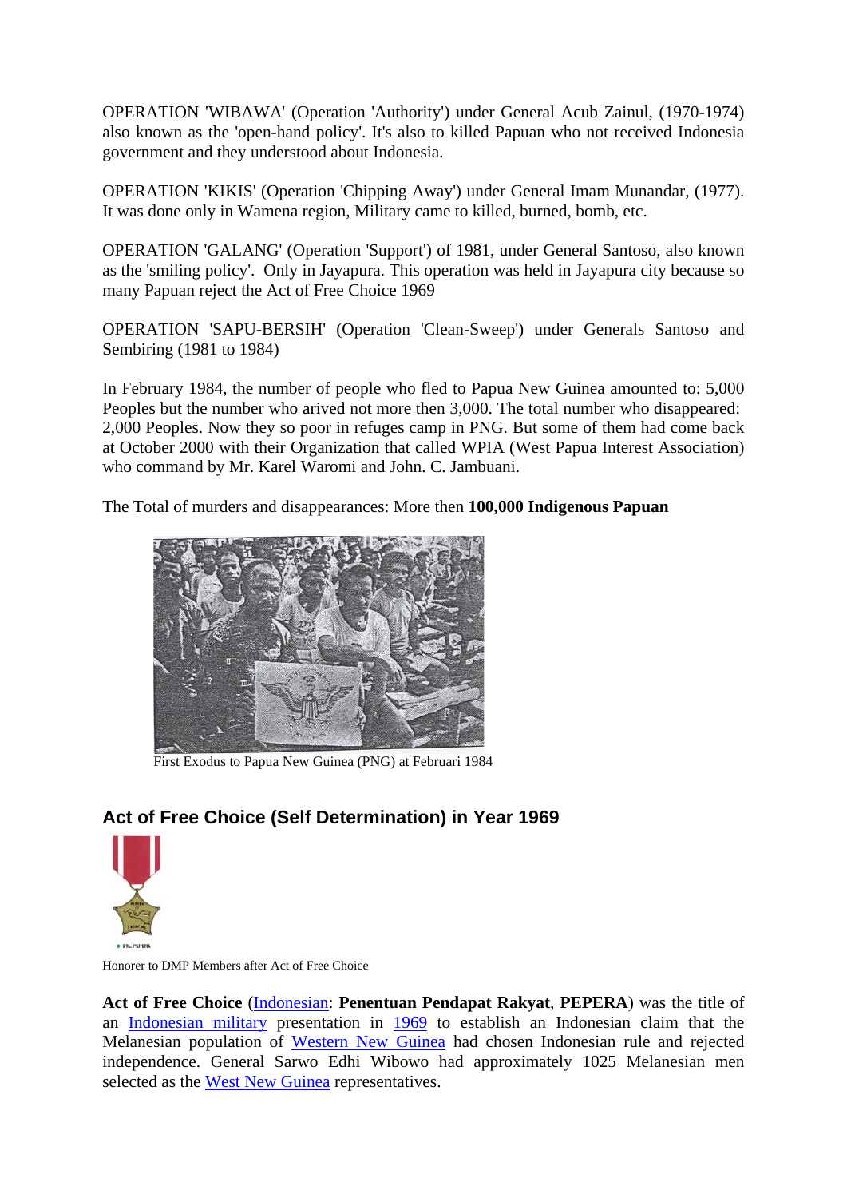OPERATION 'WIBAWA' (Operation 'Authority') under General Acub Zainul, (1970-1974) also known as the 'open-hand policy'. It's also to killed Papuan who not received Indonesia government and they understood about Indonesia.

OPERATION 'KIKIS' (Operation 'Chipping Away') under General Imam Munandar, (1977). It was done only in Wamena region, Military came to killed, burned, bomb, etc.

OPERATION 'GALANG' (Operation 'Support') of 1981, under General Santoso, also known as the 'smiling policy'. Only in Jayapura. This operation was held in Jayapura city because so many Papuan reject the Act of Free Choice 1969

OPERATION 'SAPU-BERSIH' (Operation 'Clean-Sweep') under Generals Santoso and Sembiring (1981 to 1984)

In February 1984, the number of people who fled to Papua New Guinea amounted to: 5,000 Peoples but the number who arived not more then 3,000. The total number who disappeared: 2,000 Peoples. Now they so poor in refuges camp in PNG. But some of them had come back at October 2000 with their Organization that called WPIA (West Papua Interest Association) who command by Mr. Karel Waromi and John. C. Jambuani.

The Total of murders and disappearances: More then **100,000 Indigenous Papuan**

First Exodus to Papua New Guinea (PNG) at Februari 1984

## Act of Free Choice (Self Determination) in Year 1969

Honorer to DMP Members after Act of Free Choice

**Act of Free Choice** (Indonesian: **Penentuan Pendapat Rakyat**, **PEPERA**) was the title of an Indonesian military presentation in 1969 to establish an Indonesian claim that the Melanesian population of Western New Guinea had chosen Indonesian rule and rejected independence. General Sarwo Edhi Wibowo had approximately 1025 Melanesian men selected as the West New Guinea representatives.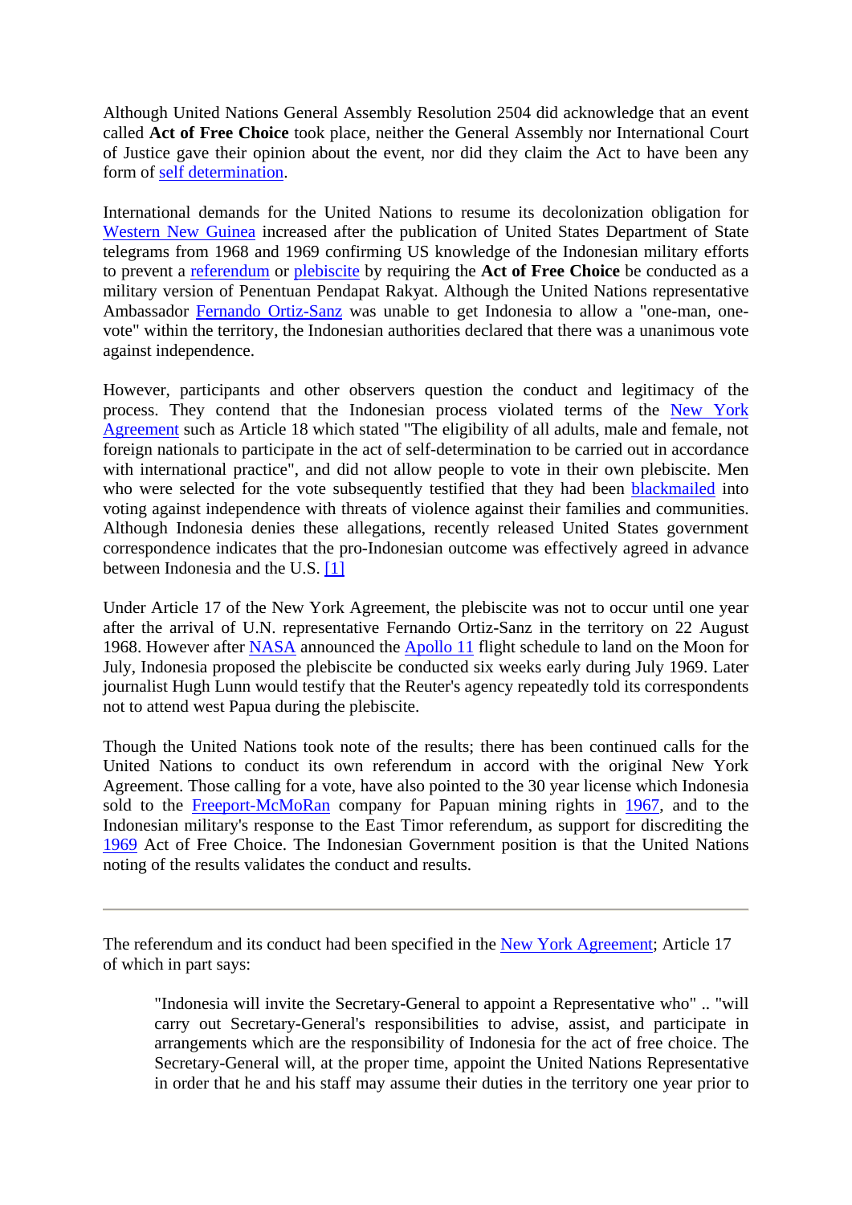Although United Nations General Assembly Resolution 2504 did acknowledge that an event called **Act of Free Choice** took place, neither the General Assembly nor International Court of Justice gave their opinion about the event, nor did they claim the Act to have been any form of self determination.

International demands for the United Nations to resume its decolonization obligation for Western New Guinea increased after the publication of United States Department of State telegrams from 1968 and 1969 confirming US knowledge of the Indonesian military efforts to prevent a referendum or plebiscite by requiring the **Act of Free Choice** be conducted as a military version of Penentuan Pendapat Rakyat. Although the United Nations representative Ambassador Fernando Ortiz-Sanz was unable to get Indonesia to allow a "one-man, one-vote" within the territory, the Indonesian authorities declared that there was a unanimous vote against independence.

However, participants and other observers question the conduct and legitimacy of the process. They contend that the Indonesian process violated terms of the New York Agreement such as Article 18 which stated "The eligibility of all adults, male and female, not foreign nationals to participate in the act of self-determination to be carried out in accordance with international practice", and did not allow people to vote in their own plebiscite. Men who were selected for the vote subsequently testified that they had been blackmailed into voting against independence with threats of violence against their families and communities. Although Indonesia denies these allegations, recently released United States government correspondence indicates that the pro-Indonesian outcome was effectively agreed in advance between Indonesia and the U.S. [1]

Under Article 17 of the New York Agreement, the plebiscite was not to occur until one year after the arrival of U.N. representative Fernando Ortiz-Sanz in the territory on 22 August 1968. However after NASA announced the Apollo 11 flight schedule to land on the Moon for July, Indonesia proposed the plebiscite be conducted six weeks early during July 1969. Later journalist Hugh Lunn would testify that the Reuter's agency repeatedly told its correspondents not to attend west Papua during the plebiscite.

Though the United Nations took note of the results; there has been continued calls for the United Nations to conduct its own referendum in accord with the original New York Agreement. Those calling for a vote, have also pointed to the 30 year license which Indonesia sold to the Freeport-McMoRan company for Papuan mining rights in 1967, and to the Indonesian military's response to the East Timor referendum, as support for discrediting the 1969 Act of Free Choice. The Indonesian Government position is that the United Nations noting of the results validates the conduct and results.

---

The referendum and its conduct had been specified in the New York Agreement; Article 17 of which in part says:

> "Indonesia will invite the Secretary-General to appoint a Representative who" .. "will carry out Secretary-General's responsibilities to advise, assist, and participate in arrangements which are the responsibility of Indonesia for the act of free choice. The Secretary-General will, at the proper time, appoint the United Nations Representative in order that he and his staff may assume their duties in the territory one year prior to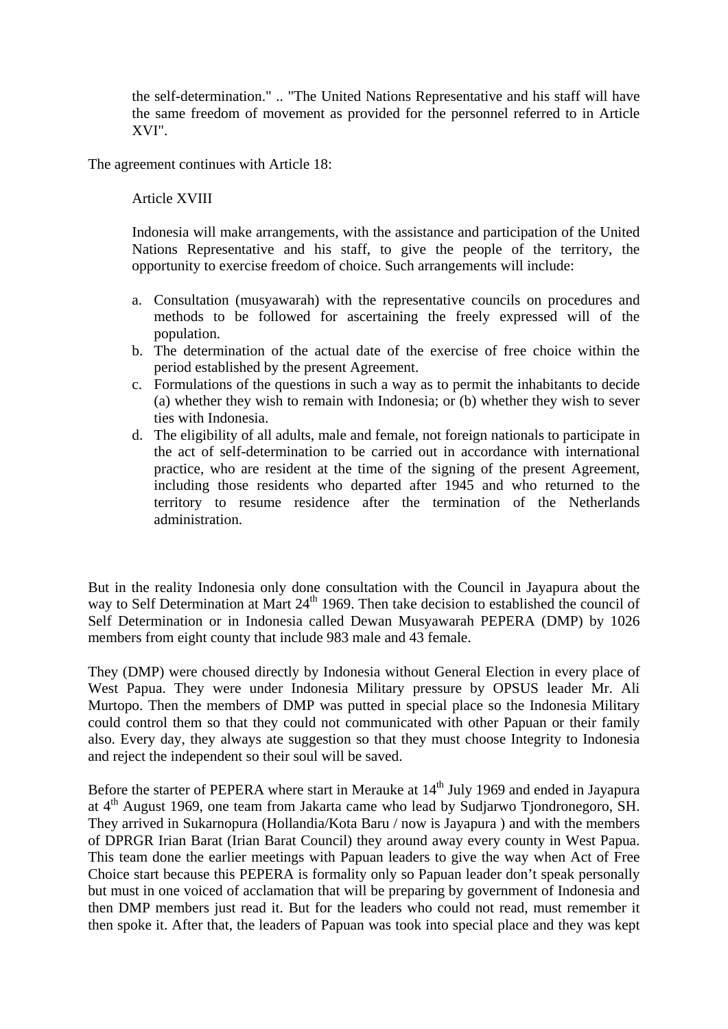> the self-determination." .. "The United Nations Representative and his staff will have the same freedom of movement as provided for the personnel referred to in Article XVI".

The agreement continues with Article 18:

> Article XVIII
>
> Indonesia will make arrangements, with the assistance and participation of the United Nations Representative and his staff, to give the people of the territory, the opportunity to exercise freedom of choice. Such arrangements will include:
>
> a. Consultation (musyawarah) with the representative councils on procedures and methods to be followed for ascertaining the freely expressed will of the population.
> b. The determination of the actual date of the exercise of free choice within the period established by the present Agreement.
> c. Formulations of the questions in such a way as to permit the inhabitants to decide (a) whether they wish to remain with Indonesia; or (b) whether they wish to sever ties with Indonesia.
> d. The eligibility of all adults, male and female, not foreign nationals to participate in the act of self-determination to be carried out in accordance with international practice, who are resident at the time of the signing of the present Agreement, including those residents who departed after 1945 and who returned to the territory to resume residence after the termination of the Netherlands administration.

But in the reality Indonesia only done consultation with the Council in Jayapura about the way to Self Determination at Mart 24th 1969. Then take decision to established the council of Self Determination or in Indonesia called Dewan Musyawarah PEPERA (DMP) by 1026 members from eight county that include 983 male and 43 female.

They (DMP) were choused directly by Indonesia without General Election in every place of West Papua. They were under Indonesia Military pressure by OPSUS leader Mr. Ali Murtopo. Then the members of DMP was putted in special place so the Indonesia Military could control them so that they could not communicated with other Papuan or their family also. Every day, they always ate suggestion so that they must choose Integrity to Indonesia and reject the independent so their soul will be saved.

Before the starter of PEPERA where start in Merauke at 14th July 1969 and ended in Jayapura at 4th August 1969, one team from Jakarta came who lead by Sudjarwo Tjondronegoro, SH. They arrived in Sukarnopura (Hollandia/Kota Baru / now is Jayapura ) and with the members of DPRGR Irian Barat (Irian Barat Council) they around away every county in West Papua. This team done the earlier meetings with Papuan leaders to give the way when Act of Free Choice start because this PEPERA is formality only so Papuan leader don't speak personally but must in one voiced of acclamation that will be preparing by government of Indonesia and then DMP members just read it. But for the leaders who could not read, must remember it then spoke it. After that, the leaders of Papuan was took into special place and they was kept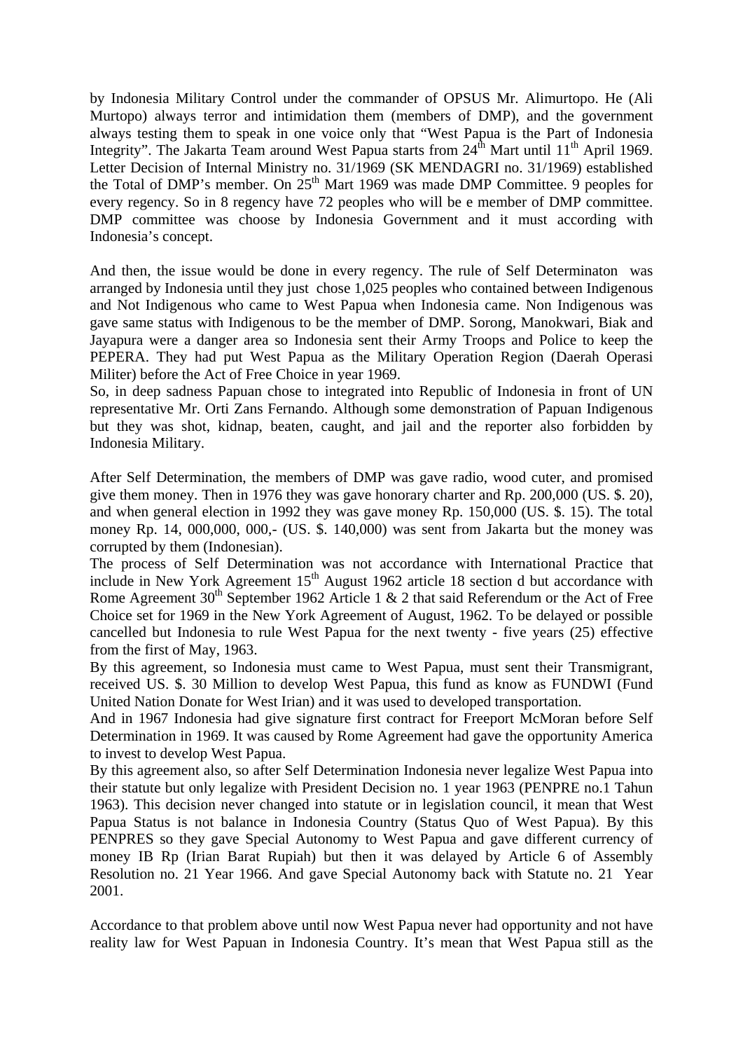by Indonesia Military Control under the commander of OPSUS Mr. Alimurtopo. He (Ali Murtopo) always terror and intimidation them (members of DMP), and the government always testing them to speak in one voice only that "West Papua is the Part of Indonesia Integrity". The Jakarta Team around West Papua starts from 24th Mart until 11th April 1969. Letter Decision of Internal Ministry no. 31/1969 (SK MENDAGRI no. 31/1969) established the Total of DMP's member. On 25th Mart 1969 was made DMP Committee. 9 peoples for every regency. So in 8 regency have 72 peoples who will be e member of DMP committee. DMP committee was choose by Indonesia Government and it must according with Indonesia's concept.

And then, the issue would be done in every regency. The rule of Self Determinaton was arranged by Indonesia until they just chose 1,025 peoples who contained between Indigenous and Not Indigenous who came to West Papua when Indonesia came. Non Indigenous was gave same status with Indigenous to be the member of DMP. Sorong, Manokwari, Biak and Jayapura were a danger area so Indonesia sent their Army Troops and Police to keep the PEPERA. They had put West Papua as the Military Operation Region (Daerah Operasi Militer) before the Act of Free Choice in year 1969.

So, in deep sadness Papuan chose to integrated into Republic of Indonesia in front of UN representative Mr. Orti Zans Fernando. Although some demonstration of Papuan Indigenous but they was shot, kidnap, beaten, caught, and jail and the reporter also forbidden by Indonesia Military.

After Self Determination, the members of DMP was gave radio, wood cuter, and promised give them money. Then in 1976 they was gave honorary charter and Rp. 200,000 (US. $. 20), and when general election in 1992 they was gave money Rp. 150,000 (US. $. 15). The total money Rp. 14, 000,000, 000,- (US. $. 140,000) was sent from Jakarta but the money was corrupted by them (Indonesian).

The process of Self Determination was not accordance with International Practice that include in New York Agreement 15th August 1962 article 18 section d but accordance with Rome Agreement 30th September 1962 Article 1 & 2 that said Referendum or the Act of Free Choice set for 1969 in the New York Agreement of August, 1962. To be delayed or possible cancelled but Indonesia to rule West Papua for the next twenty - five years (25) effective from the first of May, 1963.

By this agreement, so Indonesia must came to West Papua, must sent their Transmigrant, received US. $. 30 Million to develop West Papua, this fund as know as FUNDWI (Fund United Nation Donate for West Irian) and it was used to developed transportation.

And in 1967 Indonesia had give signature first contract for Freeport McMoran before Self Determination in 1969. It was caused by Rome Agreement had gave the opportunity America to invest to develop West Papua.

By this agreement also, so after Self Determination Indonesia never legalize West Papua into their statute but only legalize with President Decision no. 1 year 1963 (PENPRE no.1 Tahun 1963). This decision never changed into statute or in legislation council, it mean that West Papua Status is not balance in Indonesia Country (Status Quo of West Papua). By this PENPRES so they gave Special Autonomy to West Papua and gave different currency of money IB Rp (Irian Barat Rupiah) but then it was delayed by Article 6 of Assembly Resolution no. 21 Year 1966. And gave Special Autonomy back with Statute no. 21 Year 2001.

Accordance to that problem above until now West Papua never had opportunity and not have reality law for West Papuan in Indonesia Country. It's mean that West Papua still as the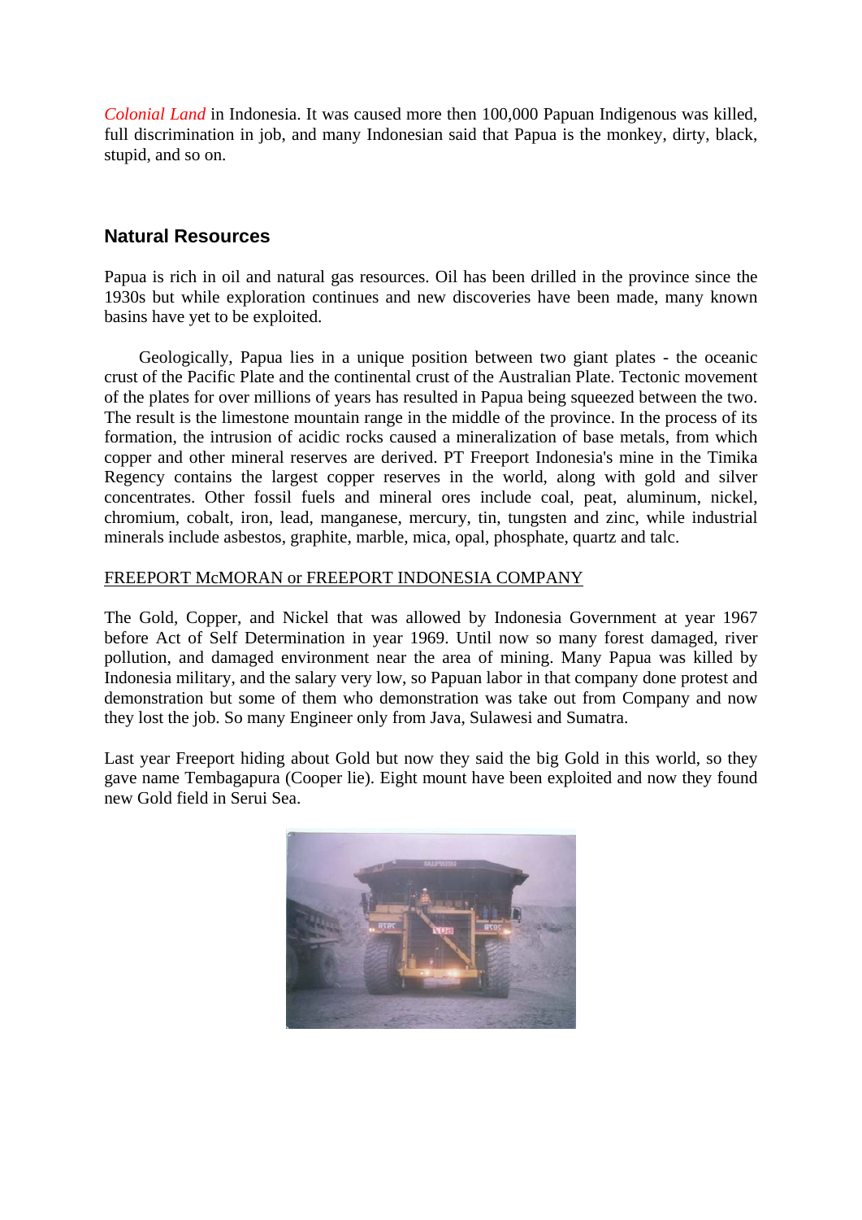*Colonial Land* in Indonesia. It was caused more then 100,000 Papuan Indigenous was killed, full discrimination in job, and many Indonesian said that Papua is the monkey, dirty, black, stupid, and so on.

## Natural Resources

Papua is rich in oil and natural gas resources. Oil has been drilled in the province since the 1930s but while exploration continues and new discoveries have been made, many known basins have yet to be exploited.

Geologically, Papua lies in a unique position between two giant plates - the oceanic crust of the Pacific Plate and the continental crust of the Australian Plate. Tectonic movement of the plates for over millions of years has resulted in Papua being squeezed between the two. The result is the limestone mountain range in the middle of the province. In the process of its formation, the intrusion of acidic rocks caused a mineralization of base metals, from which copper and other mineral reserves are derived. PT Freeport Indonesia's mine in the Timika Regency contains the largest copper reserves in the world, along with gold and silver concentrates. Other fossil fuels and mineral ores include coal, peat, aluminum, nickel, chromium, cobalt, iron, lead, manganese, mercury, tin, tungsten and zinc, while industrial minerals include asbestos, graphite, marble, mica, opal, phosphate, quartz and talc.

FREEPORT McMORAN or FREEPORT INDONESIA COMPANY

The Gold, Copper, and Nickel that was allowed by Indonesia Government at year 1967 before Act of Self Determination in year 1969. Until now so many forest damaged, river pollution, and damaged environment near the area of mining. Many Papua was killed by Indonesia military, and the salary very low, so Papuan labor in that company done protest and demonstration but some of them who demonstration was take out from Company and now they lost the job. So many Engineer only from Java, Sulawesi and Sumatra.

Last year Freeport hiding about Gold but now they said the big Gold in this world, so they gave name Tembagapura (Cooper lie). Eight mount have been exploited and now they found new Gold field in Serui Sea.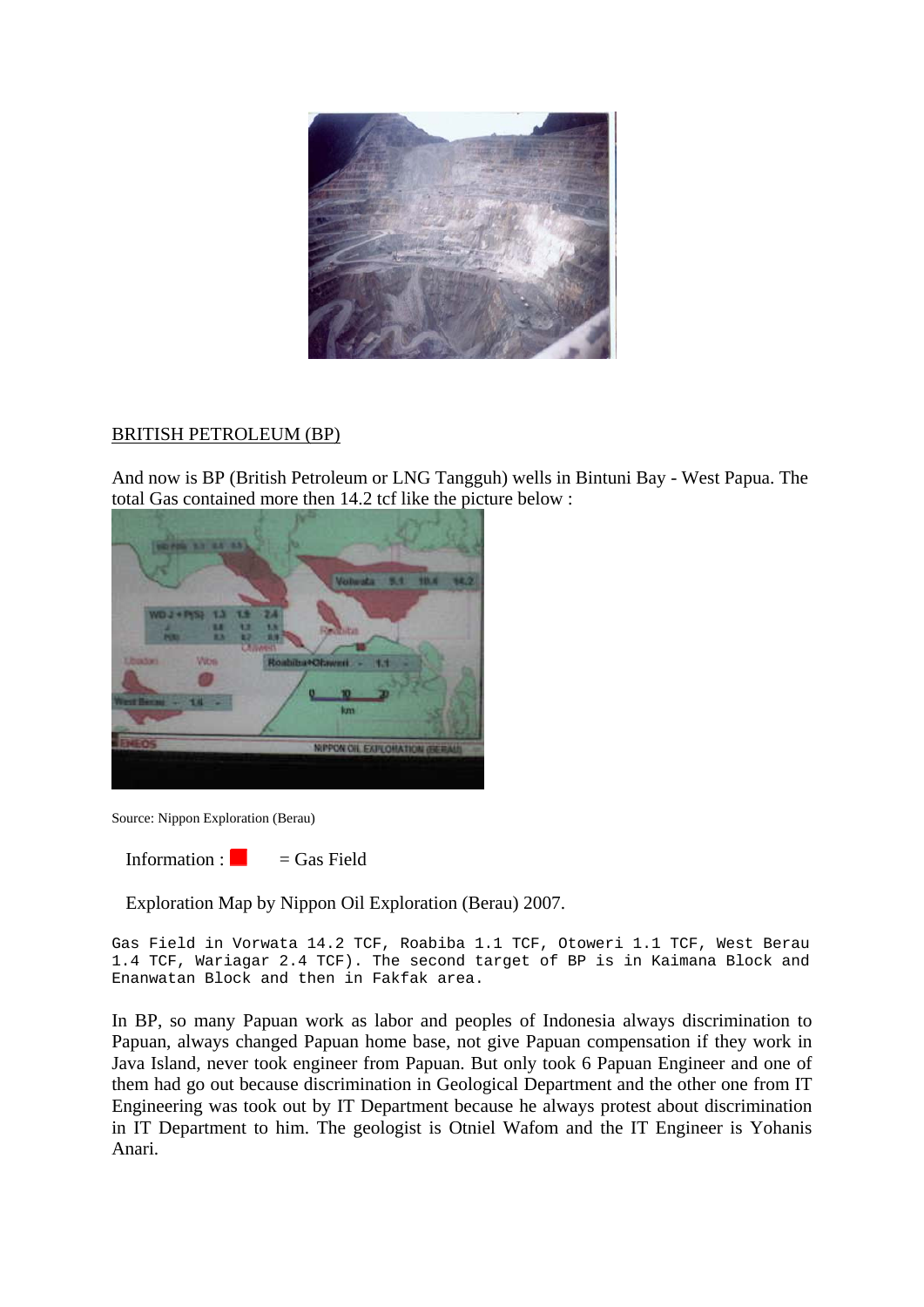BRITISH PETROLEUM (BP)

And now is BP (British Petroleum or LNG Tangguh) wells in Bintuni Bay - West Papua. The total Gas contained more then 14.2 tcf like the picture below :

Source: Nippon Exploration (Berau)

Information : ■ = Gas Field

Exploration Map by Nippon Oil Exploration (Berau) 2007.

```
Gas Field in Vorwata 14.2 TCF, Roabiba 1.1 TCF, Otoweri 1.1 TCF, West Berau
1.4 TCF, Wariagar 2.4 TCF). The second target of BP is in Kaimana Block and
Enanwatan Block and then in Fakfak area.
```

In BP, so many Papuan work as labor and peoples of Indonesia always discrimination to Papuan, always changed Papuan home base, not give Papuan compensation if they work in Java Island, never took engineer from Papuan. But only took 6 Papuan Engineer and one of them had go out because discrimination in Geological Department and the other one from IT Engineering was took out by IT Department because he always protest about discrimination in IT Department to him. The geologist is Otniel Wafom and the IT Engineer is Yohanis Anari.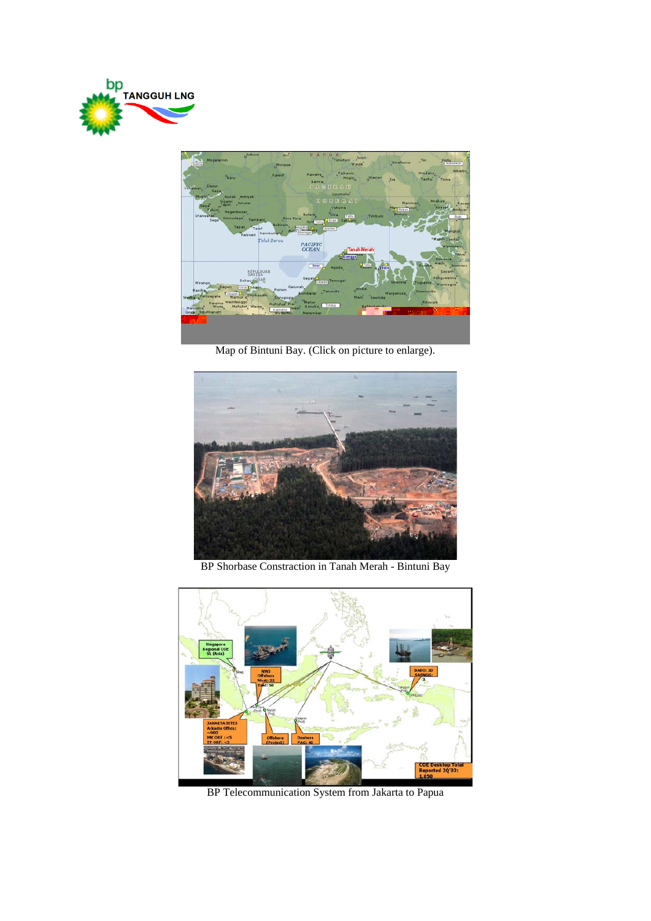Map of Bintuni Bay. (Click on picture to enlarge).

BP Shorbase Constraction in Tanah Merah - Bintuni Bay

BP Telecommunication System from Jakarta to Papua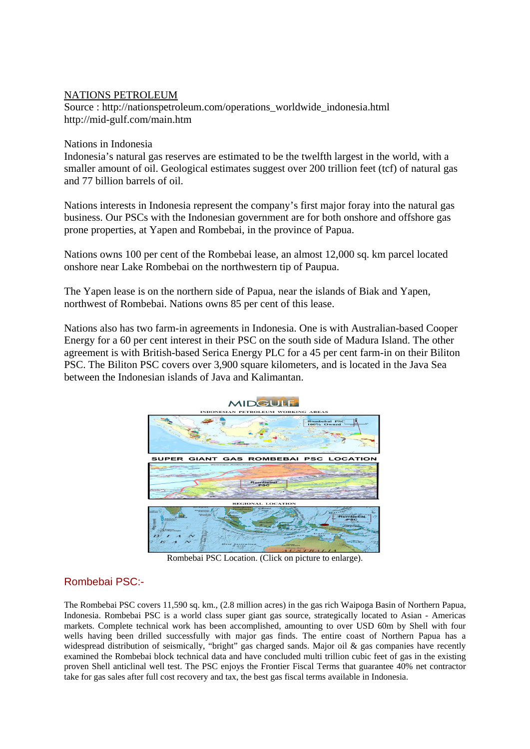NATIONS PETROLEUM
Source : http://nationspetroleum.com/operations_worldwide_indonesia.html
http://mid-gulf.com/main.htm

Nations in Indonesia
Indonesia's natural gas reserves are estimated to be the twelfth largest in the world, with a smaller amount of oil. Geological estimates suggest over 200 trillion feet (tcf) of natural gas and 77 billion barrels of oil.

Nations interests in Indonesia represent the company's first major foray into the natural gas business. Our PSCs with the Indonesian government are for both onshore and offshore gas prone properties, at Yapen and Rombebai, in the province of Papua.

Nations owns 100 per cent of the Rombebai lease, an almost 12,000 sq. km parcel located onshore near Lake Rombebai on the northwestern tip of Paupua.

The Yapen lease is on the northern side of Papua, near the islands of Biak and Yapen, northwest of Rombebai. Nations owns 85 per cent of this lease.

Nations also has two farm-in agreements in Indonesia. One is with Australian-based Cooper Energy for a 60 per cent interest in their PSC on the south side of Madura Island. The other agreement is with British-based Serica Energy PLC for a 45 per cent farm-in on their Biliton PSC. The Biliton PSC covers over 3,900 square kilometers, and is located in the Java Sea between the Indonesian islands of Java and Kalimantan.

Rombebai PSC Location. (Click on picture to enlarge).

## Rombebai PSC:-

The Rombebai PSC covers 11,590 sq. km., (2.8 million acres) in the gas rich Waipoga Basin of Northern Papua, Indonesia. Rombebai PSC is a world class super giant gas source, strategically located to Asian - Americas markets. Complete technical work has been accomplished, amounting to over USD 60m by Shell with four wells having been drilled successfully with major gas finds. The entire coast of Northern Papua has a widespread distribution of seismically, "bright" gas charged sands. Major oil & gas companies have recently examined the Rombebai block technical data and have concluded multi trillion cubic feet of gas in the existing proven Shell anticlinal well test. The PSC enjoys the Frontier Fiscal Terms that guarantee 40% net contractor take for gas sales after full cost recovery and tax, the best gas fiscal terms available in Indonesia.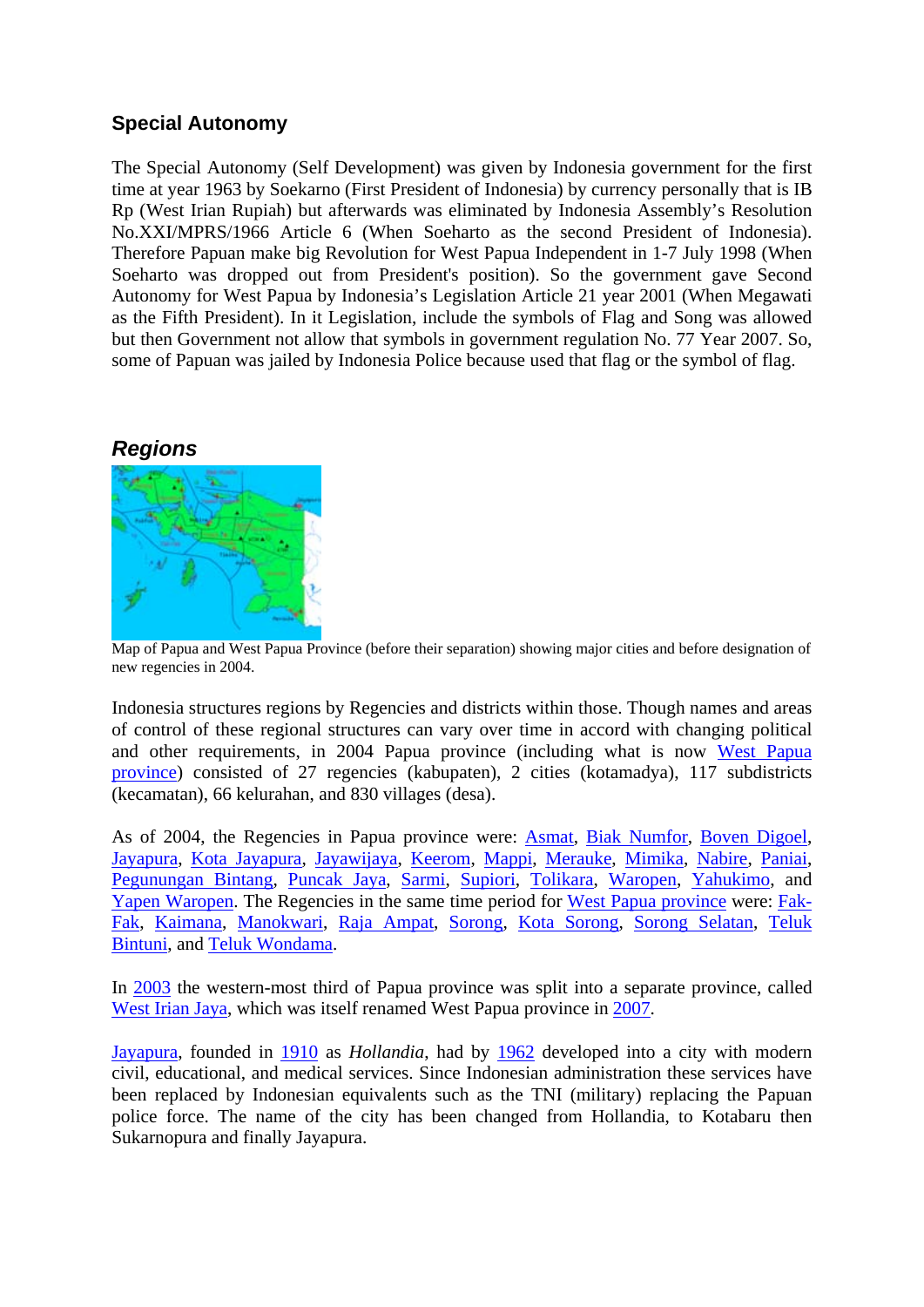## Special Autonomy

The Special Autonomy (Self Development) was given by Indonesia government for the first time at year 1963 by Soekarno (First President of Indonesia) by currency personally that is IB Rp (West Irian Rupiah) but afterwards was eliminated by Indonesia Assembly's Resolution No.XXI/MPRS/1966 Article 6 (When Soeharto as the second President of Indonesia). Therefore Papuan make big Revolution for West Papua Independent in 1-7 July 1998 (When Soeharto was dropped out from President's position). So the government gave Second Autonomy for West Papua by Indonesia's Legislation Article 21 year 2001 (When Megawati as the Fifth President). In it Legislation, include the symbols of Flag and Song was allowed but then Government not allow that symbols in government regulation No. 77 Year 2007. So, some of Papuan was jailed by Indonesia Police because used that flag or the symbol of flag.

## *Regions*

Map of Papua and West Papua Province (before their separation) showing major cities and before designation of new regencies in 2004.

Indonesia structures regions by Regencies and districts within those. Though names and areas of control of these regional structures can vary over time in accord with changing political and other requirements, in 2004 Papua province (including what is now West Papua province) consisted of 27 regencies (kabupaten), 2 cities (kotamadya), 117 subdistricts (kecamatan), 66 kelurahan, and 830 villages (desa).

As of 2004, the Regencies in Papua province were: Asmat, Biak Numfor, Boven Digoel, Jayapura, Kota Jayapura, Jayawijaya, Keerom, Mappi, Merauke, Mimika, Nabire, Paniai, Pegunungan Bintang, Puncak Jaya, Sarmi, Supiori, Tolikara, Waropen, Yahukimo, and Yapen Waropen. The Regencies in the same time period for West Papua province were: Fak-Fak, Kaimana, Manokwari, Raja Ampat, Sorong, Kota Sorong, Sorong Selatan, Teluk Bintuni, and Teluk Wondama.

In 2003 the western-most third of Papua province was split into a separate province, called West Irian Jaya, which was itself renamed West Papua province in 2007.

Jayapura, founded in 1910 as *Hollandia*, had by 1962 developed into a city with modern civil, educational, and medical services. Since Indonesian administration these services have been replaced by Indonesian equivalents such as the TNI (military) replacing the Papuan police force. The name of the city has been changed from Hollandia, to Kotabaru then Sukarnopura and finally Jayapura.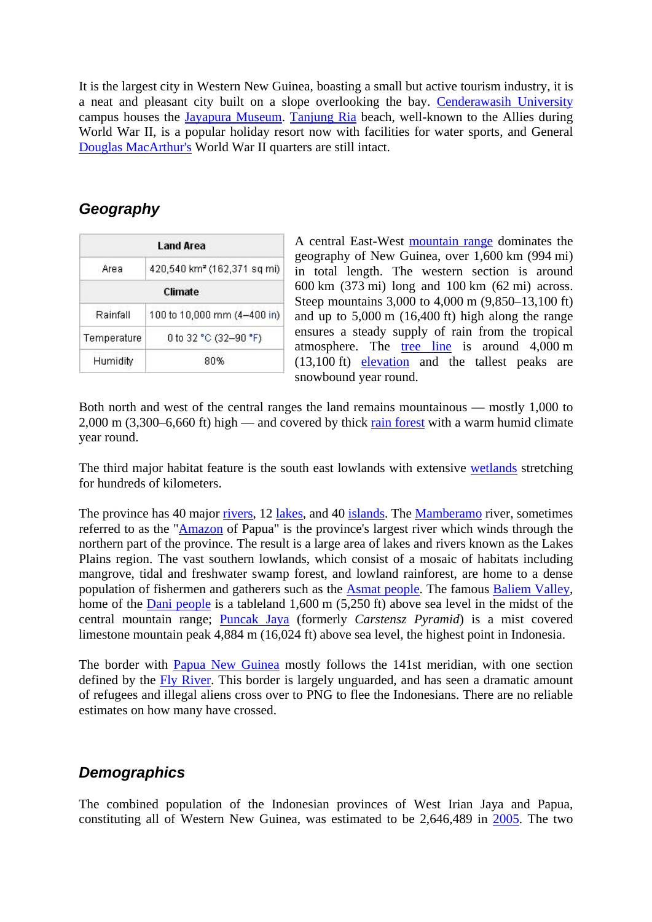It is the largest city in Western New Guinea, boasting a small but active tourism industry, it is a neat and pleasant city built on a slope overlooking the bay. Cenderawasih University campus houses the Jayapura Museum. Tanjung Ria beach, well-known to the Allies during World War II, is a popular holiday resort now with facilities for water sports, and General Douglas MacArthur's World War II quarters are still intact.

## Geography

| Land Area | |
|---|---|
| Area | 420,540 km² (162,371 sq mi) |
| **Climate** | |
| Rainfall | 100 to 10,000 mm (4–400 in) |
| Temperature | 0 to 32 °C (32–90 °F) |
| Humidity | 80% |

A central East-West mountain range dominates the geography of New Guinea, over 1,600 km (994 mi) in total length. The western section is around 600 km (373 mi) long and 100 km (62 mi) across. Steep mountains 3,000 to 4,000 m (9,850–13,100 ft) and up to 5,000 m (16,400 ft) high along the range ensures a steady supply of rain from the tropical atmosphere. The tree line is around 4,000 m (13,100 ft) elevation and the tallest peaks are snowbound year round.

Both north and west of the central ranges the land remains mountainous — mostly 1,000 to 2,000 m (3,300–6,660 ft) high — and covered by thick rain forest with a warm humid climate year round.

The third major habitat feature is the south east lowlands with extensive wetlands stretching for hundreds of kilometers.

The province has 40 major rivers, 12 lakes, and 40 islands. The Mamberamo river, sometimes referred to as the "Amazon of Papua" is the province's largest river which winds through the northern part of the province. The result is a large area of lakes and rivers known as the Lakes Plains region. The vast southern lowlands, which consist of a mosaic of habitats including mangrove, tidal and freshwater swamp forest, and lowland rainforest, are home to a dense population of fishermen and gatherers such as the Asmat people. The famous Baliem Valley, home of the Dani people is a tableland 1,600 m (5,250 ft) above sea level in the midst of the central mountain range; Puncak Jaya (formerly *Carstensz Pyramid*) is a mist covered limestone mountain peak 4,884 m (16,024 ft) above sea level, the highest point in Indonesia.

The border with Papua New Guinea mostly follows the 141st meridian, with one section defined by the Fly River. This border is largely unguarded, and has seen a dramatic amount of refugees and illegal aliens cross over to PNG to flee the Indonesians. There are no reliable estimates on how many have crossed.

## Demographics

The combined population of the Indonesian provinces of West Irian Jaya and Papua, constituting all of Western New Guinea, was estimated to be 2,646,489 in 2005. The two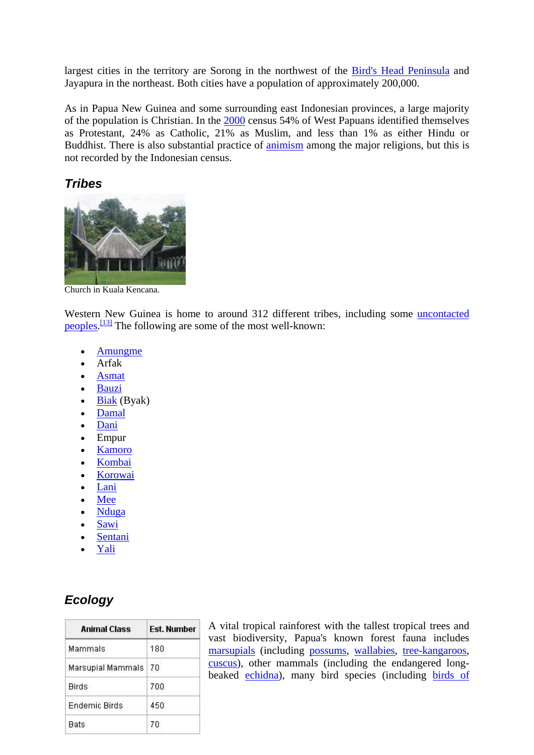largest cities in the territory are Sorong in the northwest of the Bird's Head Peninsula and Jayapura in the northeast. Both cities have a population of approximately 200,000.

As in Papua New Guinea and some surrounding east Indonesian provinces, a large majority of the population is Christian. In the 2000 census 54% of West Papuans identified themselves as Protestant, 24% as Catholic, 21% as Muslim, and less than 1% as either Hindu or Buddhist. There is also substantial practice of animism among the major religions, but this is not recorded by the Indonesian census.

### Tribes

Church in Kuala Kencana.

Western New Guinea is home to around 312 different tribes, including some uncontacted peoples.[13] The following are some of the most well-known:

- Amungme
- Arfak
- Asmat
- Bauzi
- Biak (Byak)
- Damal
- Dani
- Empur
- Kamoro
- Kombai
- Korowai
- Lani
- Mee
- Nduga
- Sawi
- Sentani
- Yali

### Ecology

| Animal Class | Est. Number |
|---|---|
| Mammals | 180 |
| Marsupial Mammals | 70 |
| Birds | 700 |
| Endemic Birds | 450 |
| Bats | 70 |

A vital tropical rainforest with the tallest tropical trees and vast biodiversity, Papua's known forest fauna includes marsupials (including possums, wallabies, tree-kangaroos, cuscus), other mammals (including the endangered long-beaked echidna), many bird species (including birds of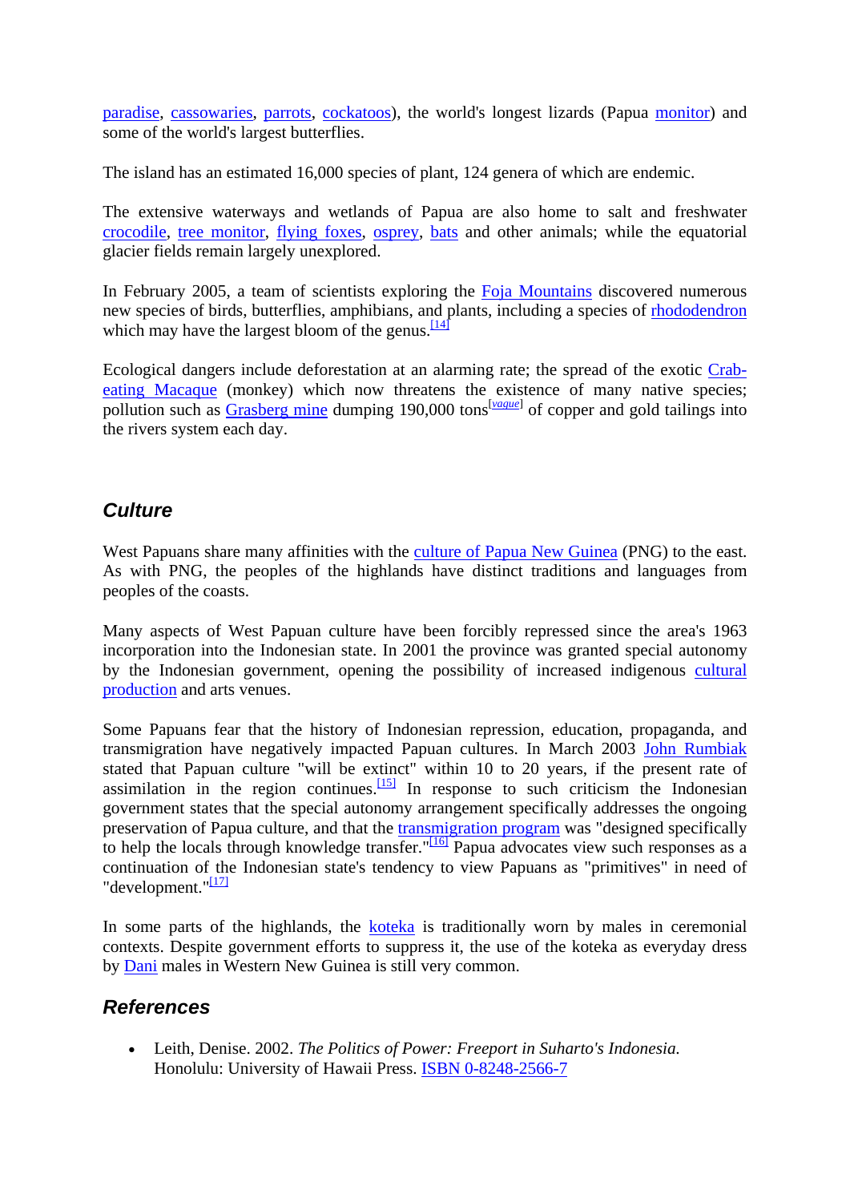paradise, cassowaries, parrots, cockatoos), the world's longest lizards (Papua monitor) and some of the world's largest butterflies.

The island has an estimated 16,000 species of plant, 124 genera of which are endemic.

The extensive waterways and wetlands of Papua are also home to salt and freshwater crocodile, tree monitor, flying foxes, osprey, bats and other animals; while the equatorial glacier fields remain largely unexplored.

In February 2005, a team of scientists exploring the Foja Mountains discovered numerous new species of birds, butterflies, amphibians, and plants, including a species of rhododendron which may have the largest bloom of the genus.[14]

Ecological dangers include deforestation at an alarming rate; the spread of the exotic Crab-eating Macaque (monkey) which now threatens the existence of many native species; pollution such as Grasberg mine dumping 190,000 tons[vague] of copper and gold tailings into the rivers system each day.

## Culture

West Papuans share many affinities with the culture of Papua New Guinea (PNG) to the east. As with PNG, the peoples of the highlands have distinct traditions and languages from peoples of the coasts.

Many aspects of West Papuan culture have been forcibly repressed since the area's 1963 incorporation into the Indonesian state. In 2001 the province was granted special autonomy by the Indonesian government, opening the possibility of increased indigenous cultural production and arts venues.

Some Papuans fear that the history of Indonesian repression, education, propaganda, and transmigration have negatively impacted Papuan cultures. In March 2003 John Rumbiak stated that Papuan culture "will be extinct" within 10 to 20 years, if the present rate of assimilation in the region continues.[15] In response to such criticism the Indonesian government states that the special autonomy arrangement specifically addresses the ongoing preservation of Papua culture, and that the transmigration program was "designed specifically to help the locals through knowledge transfer."[16] Papua advocates view such responses as a continuation of the Indonesian state's tendency to view Papuans as "primitives" in need of "development."[17]

In some parts of the highlands, the koteka is traditionally worn by males in ceremonial contexts. Despite government efforts to suppress it, the use of the koteka as everyday dress by Dani males in Western New Guinea is still very common.

## References

- Leith, Denise. 2002. *The Politics of Power: Freeport in Suharto's Indonesia.* Honolulu: University of Hawaii Press. ISBN 0-8248-2566-7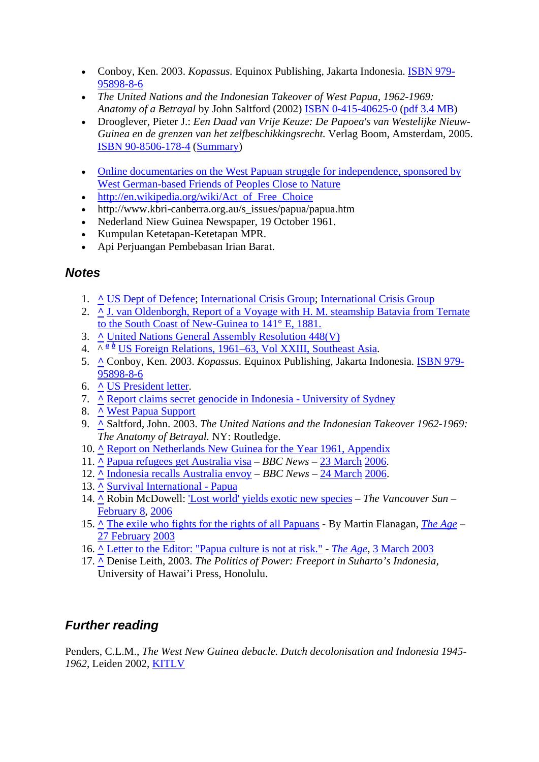- Conboy, Ken. 2003. *Kopassus.* Equinox Publishing, Jakarta Indonesia. ISBN 979-95898-8-6
- *The United Nations and the Indonesian Takeover of West Papua, 1962-1969: Anatomy of a Betrayal* by John Saltford (2002) ISBN 0-415-40625-0 (pdf 3.4 MB)
- Drooglever, Pieter J.: *Een Daad van Vrije Keuze: De Papoea's van Westelijke Nieuw-Guinea en de grenzen van het zelfbeschikkingsrecht.* Verlag Boom, Amsterdam, 2005. ISBN 90-8506-178-4 (Summary)

- Online documentaries on the West Papuan struggle for independence, sponsored by West German-based Friends of Peoples Close to Nature
- http://en.wikipedia.org/wiki/Act_of_Free_Choice
- http://www.kbri-canberra.org.au/s_issues/papua/papua.htm
- Nederland Niew Guinea Newspaper, 19 October 1961.
- Kumpulan Ketetapan-Ketetapan MPR.
- Api Perjuangan Pembebasan Irian Barat.

## Notes

1. ^ US Dept of Defence; International Crisis Group; International Crisis Group
2. ^ J. van Oldenborgh, Report of a Voyage with H. M. steamship Batavia from Ternate to the South Coast of New-Guinea to 141° E, 1881.
3. ^ United Nations General Assembly Resolution 448(V)
4. ^ *a* *b* US Foreign Relations, 1961–63, Vol XXIII, Southeast Asia.
5. ^ Conboy, Ken. 2003. *Kopassus.* Equinox Publishing, Jakarta Indonesia. ISBN 979-95898-8-6
6. ^ US President letter.
7. ^ Report claims secret genocide in Indonesia - University of Sydney
8. ^ West Papua Support
9. ^ Saltford, John. 2003. *The United Nations and the Indonesian Takeover 1962-1969: The Anatomy of Betrayal.* NY: Routledge.
10. ^ Report on Netherlands New Guinea for the Year 1961, Appendix
11. ^ Papua refugees get Australia visa – *BBC News* – 23 March 2006.
12. ^ Indonesia recalls Australia envoy – *BBC News* – 24 March 2006.
13. ^ Survival International - Papua
14. ^ Robin McDowell: 'Lost world' yields exotic new species – *The Vancouver Sun* – February 8, 2006
15. ^ The exile who fights for the rights of all Papuans - By Martin Flanagan, *The Age* – 27 February 2003
16. ^ Letter to the Editor: "Papua culture is not at risk." - *The Age*, 3 March 2003
17. ^ Denise Leith, 2003. *The Politics of Power: Freeport in Suharto's Indonesia,* University of Hawai'i Press, Honolulu.

## Further reading

Penders, C.L.M., *The West New Guinea debacle. Dutch decolonisation and Indonesia 1945-1962*, Leiden 2002, KITLV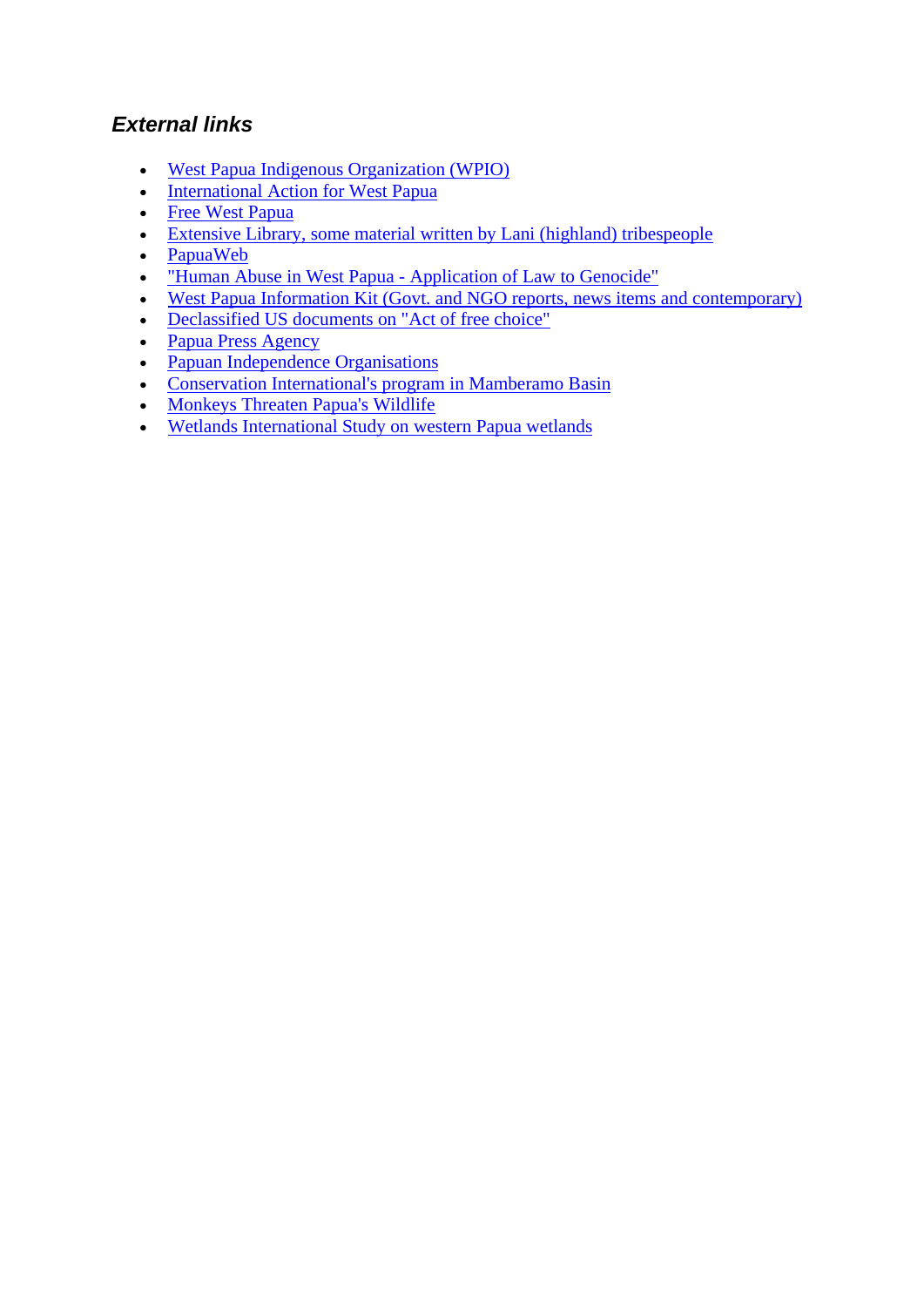### *External links*

- West Papua Indigenous Organization (WPIO)
- International Action for West Papua
- Free West Papua
- Extensive Library, some material written by Lani (highland) tribespeople
- PapuaWeb
- "Human Abuse in West Papua - Application of Law to Genocide"
- West Papua Information Kit (Govt. and NGO reports, news items and contemporary)
- Declassified US documents on "Act of free choice"
- Papua Press Agency
- Papuan Independence Organisations
- Conservation International's program in Mamberamo Basin
- Monkeys Threaten Papua's Wildlife
- Wetlands International Study on western Papua wetlands